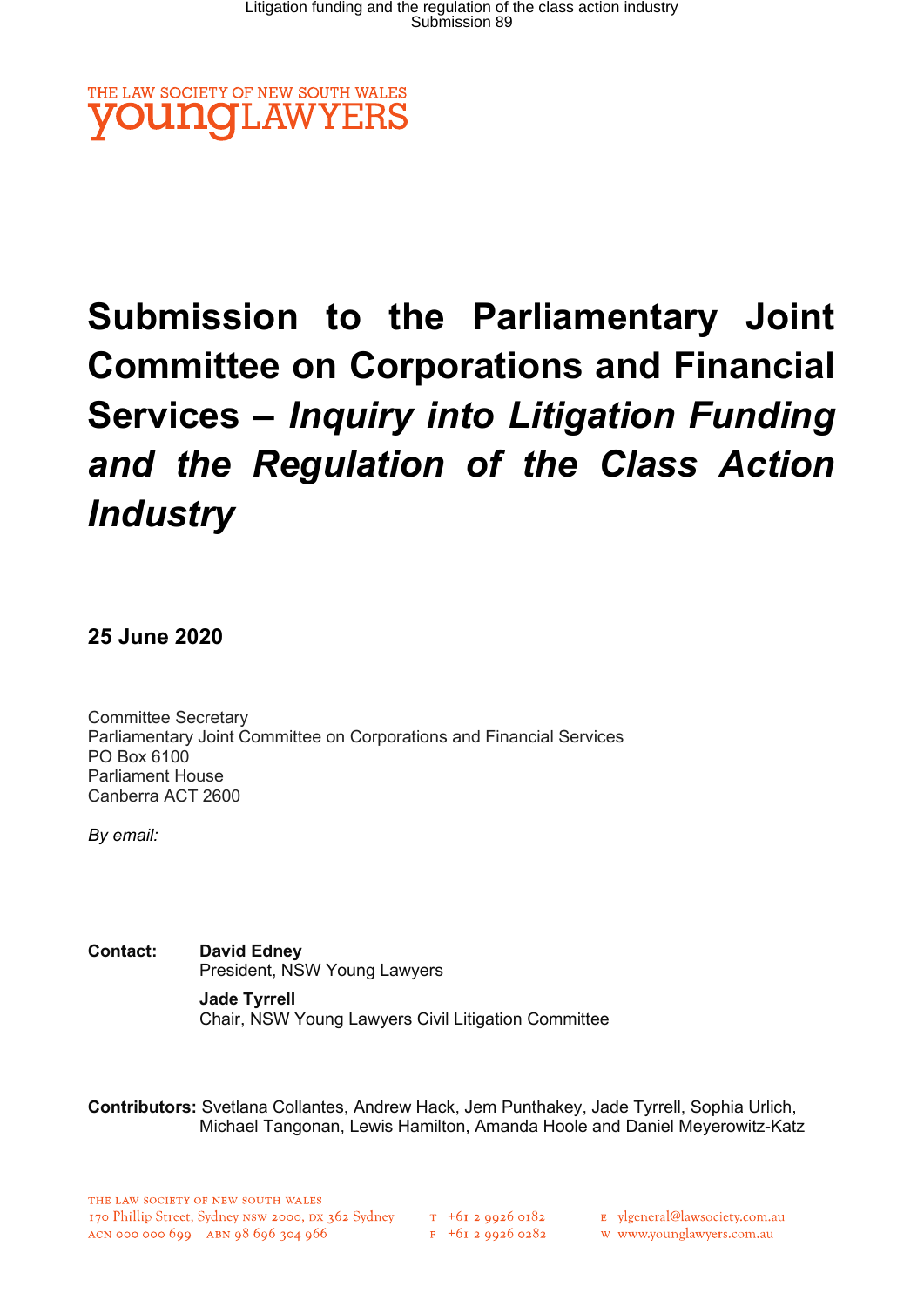THE LAW SOCIETY OF NEW SOUTH WALES
youngLAWYERS

# Submission to the Parliamentary Joint Committee on Corporations and Financial Services – *Inquiry into Litigation Funding and the Regulation of the Class Action Industry*

**25 June 2020**

Committee Secretary
Parliamentary Joint Committee on Corporations and Financial Services
PO Box 6100
Parliament House
Canberra ACT 2600

*By email:*

**Contact:** **David Edney**
President, NSW Young Lawyers

**Jade Tyrrell**
Chair, NSW Young Lawyers Civil Litigation Committee

**Contributors:** Svetlana Collantes, Andrew Hack, Jem Punthakey, Jade Tyrrell, Sophia Urlich, Michael Tangonan, Lewis Hamilton, Amanda Hoole and Daniel Meyerowitz-Katz

THE LAW SOCIETY OF NEW SOUTH WALES
170 Phillip Street, Sydney NSW 2000, DX 362 Sydney
ACN 000 000 699 ABN 98 696 304 966
T +61 2 9926 0182
F +61 2 9926 0282
E ylgeneral@lawsociety.com.au
W www.younglawyers.com.au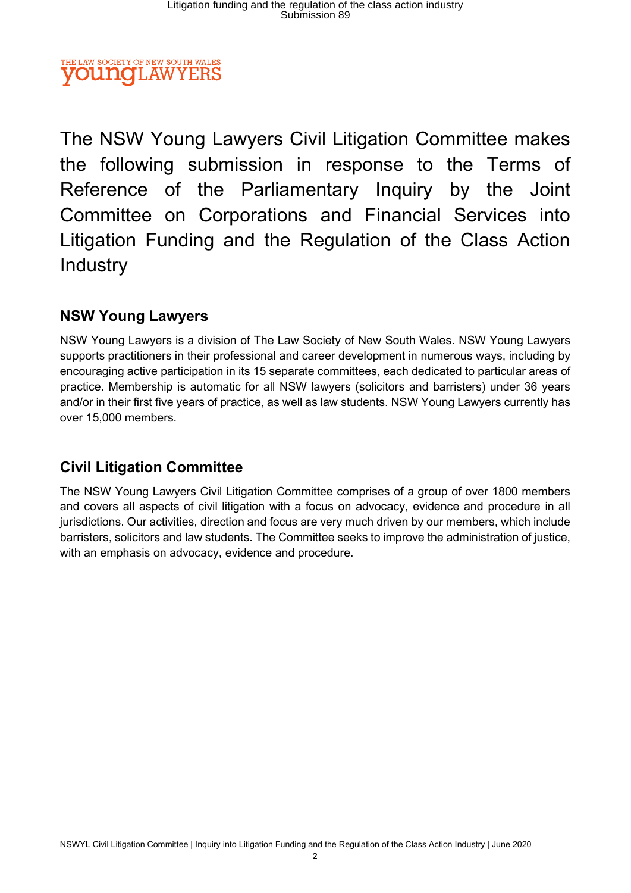The NSW Young Lawyers Civil Litigation Committee makes the following submission in response to the Terms of Reference of the Parliamentary Inquiry by the Joint Committee on Corporations and Financial Services into Litigation Funding and the Regulation of the Class Action Industry

## NSW Young Lawyers

NSW Young Lawyers is a division of The Law Society of New South Wales. NSW Young Lawyers supports practitioners in their professional and career development in numerous ways, including by encouraging active participation in its 15 separate committees, each dedicated to particular areas of practice. Membership is automatic for all NSW lawyers (solicitors and barristers) under 36 years and/or in their first five years of practice, as well as law students. NSW Young Lawyers currently has over 15,000 members.

## Civil Litigation Committee

The NSW Young Lawyers Civil Litigation Committee comprises of a group of over 1800 members and covers all aspects of civil litigation with a focus on advocacy, evidence and procedure in all jurisdictions. Our activities, direction and focus are very much driven by our members, which include barristers, solicitors and law students. The Committee seeks to improve the administration of justice, with an emphasis on advocacy, evidence and procedure.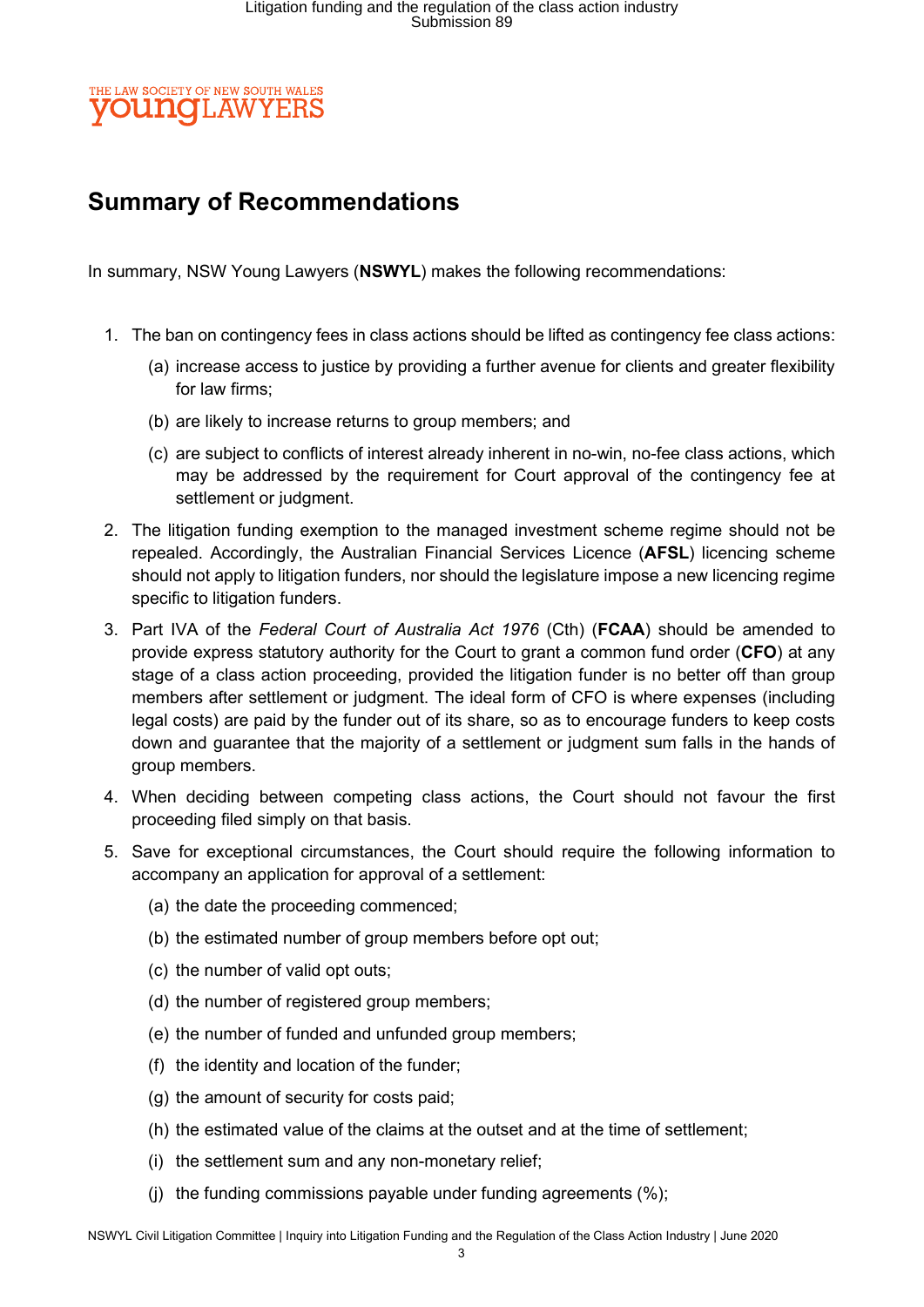## Summary of Recommendations

In summary, NSW Young Lawyers (**NSWYL**) makes the following recommendations:

1. The ban on contingency fees in class actions should be lifted as contingency fee class actions:
   (a) increase access to justice by providing a further avenue for clients and greater flexibility for law firms;
   (b) are likely to increase returns to group members; and
   (c) are subject to conflicts of interest already inherent in no-win, no-fee class actions, which may be addressed by the requirement for Court approval of the contingency fee at settlement or judgment.
2. The litigation funding exemption to the managed investment scheme regime should not be repealed. Accordingly, the Australian Financial Services Licence (**AFSL**) licencing scheme should not apply to litigation funders, nor should the legislature impose a new licencing regime specific to litigation funders.
3. Part IVA of the *Federal Court of Australia Act 1976* (Cth) (**FCAA**) should be amended to provide express statutory authority for the Court to grant a common fund order (**CFO**) at any stage of a class action proceeding, provided the litigation funder is no better off than group members after settlement or judgment. The ideal form of CFO is where expenses (including legal costs) are paid by the funder out of its share, so as to encourage funders to keep costs down and guarantee that the majority of a settlement or judgment sum falls in the hands of group members.
4. When deciding between competing class actions, the Court should not favour the first proceeding filed simply on that basis.
5. Save for exceptional circumstances, the Court should require the following information to accompany an application for approval of a settlement:
   (a) the date the proceeding commenced;
   (b) the estimated number of group members before opt out;
   (c) the number of valid opt outs;
   (d) the number of registered group members;
   (e) the number of funded and unfunded group members;
   (f) the identity and location of the funder;
   (g) the amount of security for costs paid;
   (h) the estimated value of the claims at the outset and at the time of settlement;
   (i) the settlement sum and any non-monetary relief;
   (j) the funding commissions payable under funding agreements (%);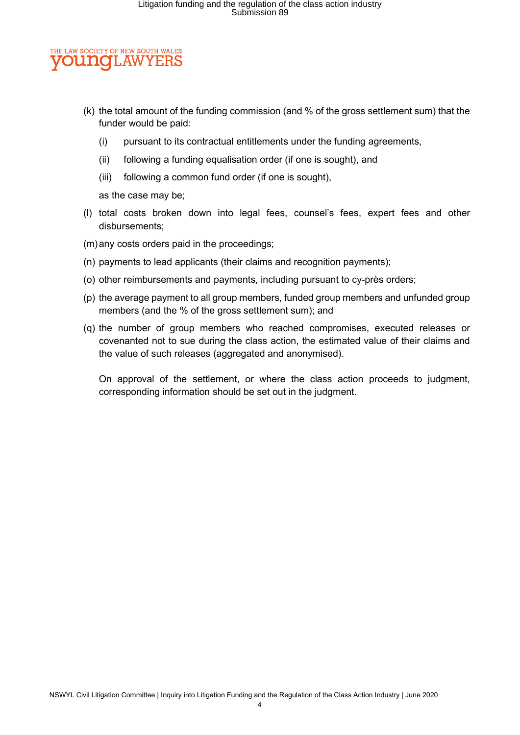(k) the total amount of the funding commission (and % of the gross settlement sum) that the funder would be paid:

   (i) pursuant to its contractual entitlements under the funding agreements,

   (ii) following a funding equalisation order (if one is sought), and

   (iii) following a common fund order (if one is sought),

   as the case may be;

(l) total costs broken down into legal fees, counsel's fees, expert fees and other disbursements;

(m) any costs orders paid in the proceedings;

(n) payments to lead applicants (their claims and recognition payments);

(o) other reimbursements and payments, including pursuant to cy-près orders;

(p) the average payment to all group members, funded group members and unfunded group members (and the % of the gross settlement sum); and

(q) the number of group members who reached compromises, executed releases or covenanted not to sue during the class action, the estimated value of their claims and the value of such releases (aggregated and anonymised).

On approval of the settlement, or where the class action proceeds to judgment, corresponding information should be set out in the judgment.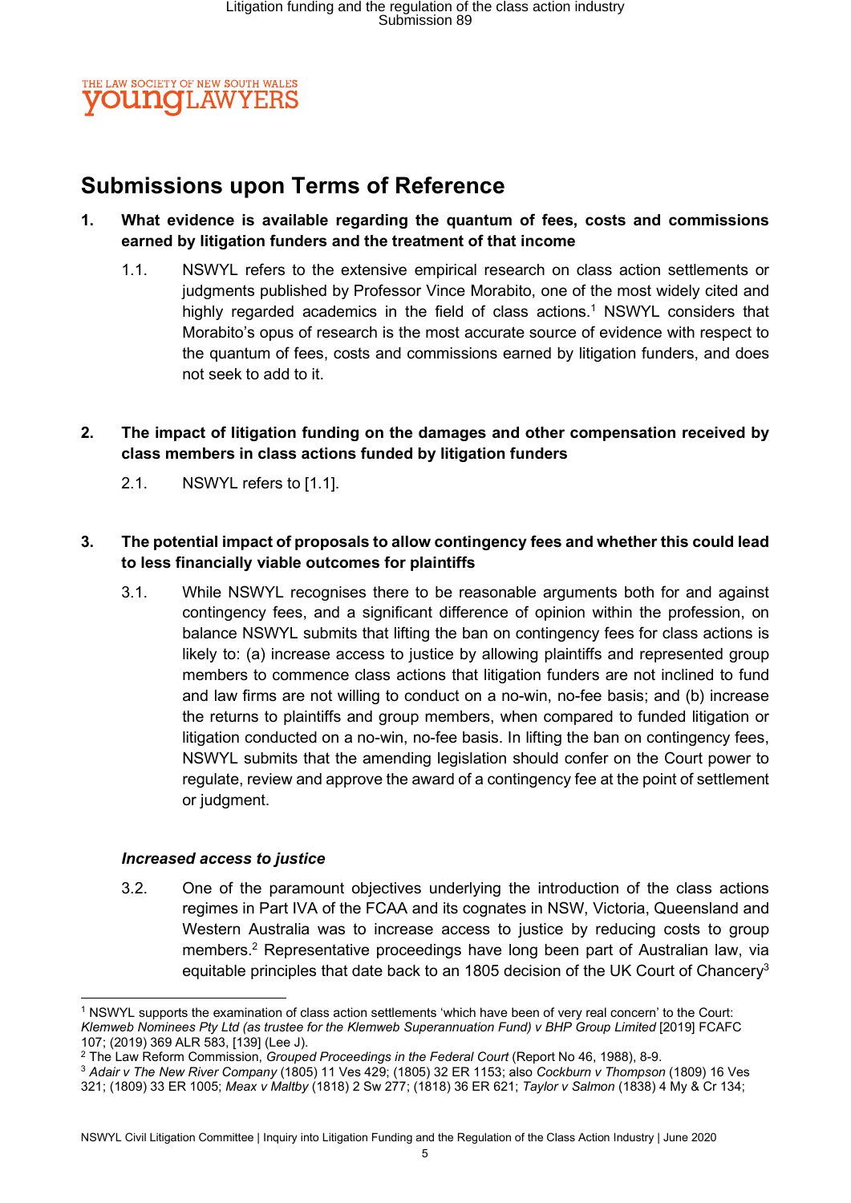## Submissions upon Terms of Reference

**1. What evidence is available regarding the quantum of fees, costs and commissions earned by litigation funders and the treatment of that income**

1.1. NSWYL refers to the extensive empirical research on class action settlements or judgments published by Professor Vince Morabito, one of the most widely cited and highly regarded academics in the field of class actions.[1] NSWYL considers that Morabito's opus of research is the most accurate source of evidence with respect to the quantum of fees, costs and commissions earned by litigation funders, and does not seek to add to it.

**2. The impact of litigation funding on the damages and other compensation received by class members in class actions funded by litigation funders**

2.1. NSWYL refers to [1.1].

**3. The potential impact of proposals to allow contingency fees and whether this could lead to less financially viable outcomes for plaintiffs**

3.1. While NSWYL recognises there to be reasonable arguments both for and against contingency fees, and a significant difference of opinion within the profession, on balance NSWYL submits that lifting the ban on contingency fees for class actions is likely to: (a) increase access to justice by allowing plaintiffs and represented group members to commence class actions that litigation funders are not inclined to fund and law firms are not willing to conduct on a no-win, no-fee basis; and (b) increase the returns to plaintiffs and group members, when compared to funded litigation or litigation conducted on a no-win, no-fee basis. In lifting the ban on contingency fees, NSWYL submits that the amending legislation should confer on the Court power to regulate, review and approve the award of a contingency fee at the point of settlement or judgment.

***Increased access to justice***

3.2. One of the paramount objectives underlying the introduction of the class actions regimes in Part IVA of the FCAA and its cognates in NSW, Victoria, Queensland and Western Australia was to increase access to justice by reducing costs to group members.[2] Representative proceedings have long been part of Australian law, via equitable principles that date back to an 1805 decision of the UK Court of Chancery[3]

---

[1] NSWYL supports the examination of class action settlements 'which have been of very real concern' to the Court: *Klemweb Nominees Pty Ltd (as trustee for the Klemweb Superannuation Fund) v BHP Group Limited* [2019] FCAFC 107; (2019) 369 ALR 583, [139] (Lee J).

[2] The Law Reform Commission, *Grouped Proceedings in the Federal Court* (Report No 46, 1988), 8-9.

[3] *Adair v The New River Company* (1805) 11 Ves 429; (1805) 32 ER 1153; also *Cockburn v Thompson* (1809) 16 Ves 321; (1809) 33 ER 1005; *Meax v Maltby* (1818) 2 Sw 277; (1818) 36 ER 621; *Taylor v Salmon* (1838) 4 My & Cr 134;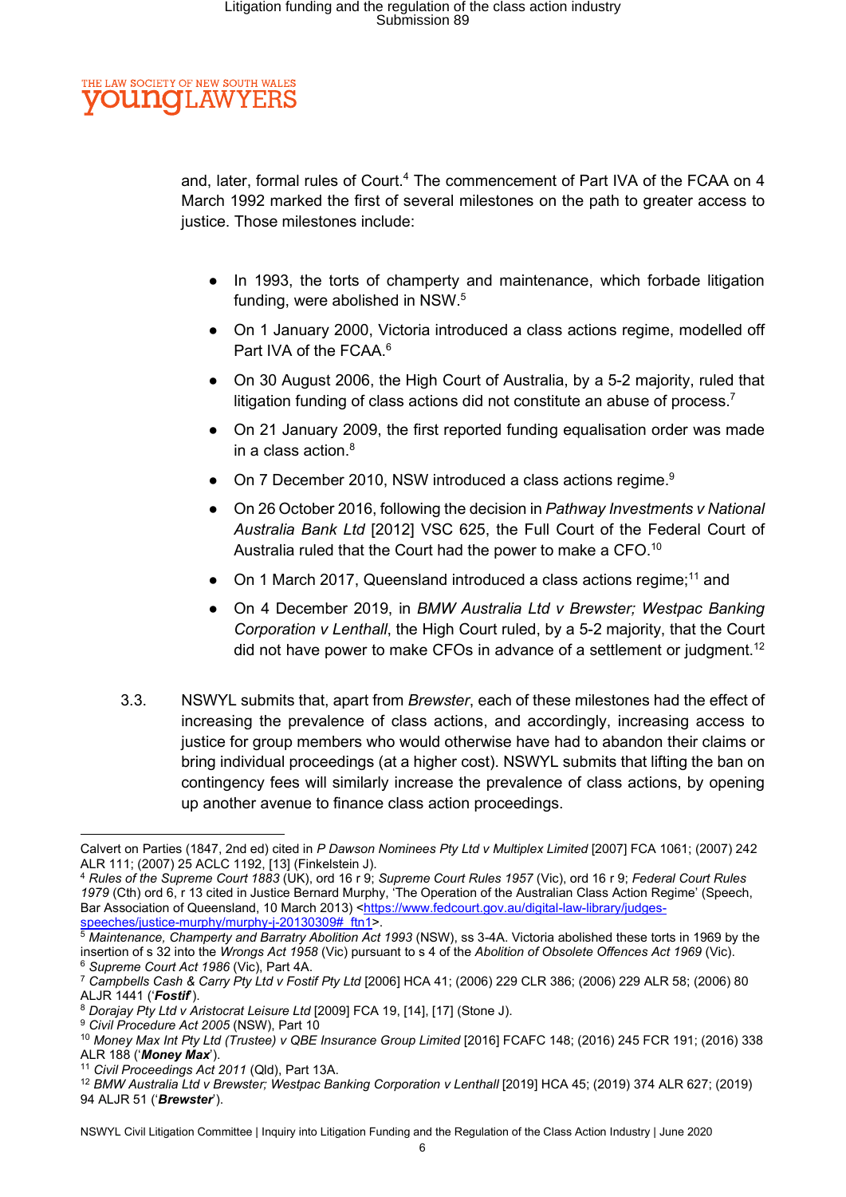and, later, formal rules of Court.[4] The commencement of Part IVA of the FCAA on 4 March 1992 marked the first of several milestones on the path to greater access to justice. Those milestones include:

- In 1993, the torts of champerty and maintenance, which forbade litigation funding, were abolished in NSW.[5]
- On 1 January 2000, Victoria introduced a class actions regime, modelled off Part IVA of the FCAA.[6]
- On 30 August 2006, the High Court of Australia, by a 5-2 majority, ruled that litigation funding of class actions did not constitute an abuse of process.[7]
- On 21 January 2009, the first reported funding equalisation order was made in a class action.[8]
- On 7 December 2010, NSW introduced a class actions regime.[9]
- On 26 October 2016, following the decision in *Pathway Investments v National Australia Bank Ltd* [2012] VSC 625, the Full Court of the Federal Court of Australia ruled that the Court had the power to make a CFO.[10]
- On 1 March 2017, Queensland introduced a class actions regime;[11] and
- On 4 December 2019, in *BMW Australia Ltd v Brewster; Westpac Banking Corporation v Lenthall*, the High Court ruled, by a 5-2 majority, that the Court did not have power to make CFOs in advance of a settlement or judgment.[12]

3.3. NSWYL submits that, apart from *Brewster*, each of these milestones had the effect of increasing the prevalence of class actions, and accordingly, increasing access to justice for group members who would otherwise have had to abandon their claims or bring individual proceedings (at a higher cost). NSWYL submits that lifting the ban on contingency fees will similarly increase the prevalence of class actions, by opening up another avenue to finance class action proceedings.

---

Calvert on Parties (1847, 2nd ed) cited in *P Dawson Nominees Pty Ltd v Multiplex Limited* [2007] FCA 1061; (2007) 242 ALR 111; (2007) 25 ACLC 1192, [13] (Finkelstein J).

[4] *Rules of the Supreme Court 1883* (UK), ord 16 r 9; *Supreme Court Rules 1957* (Vic), ord 16 r 9; *Federal Court Rules 1979* (Cth) ord 6, r 13 cited in Justice Bernard Murphy, 'The Operation of the Australian Class Action Regime' (Speech, Bar Association of Queensland, 10 March 2013) <https://www.fedcourt.gov.au/digital-law-library/judges-speeches/justice-murphy/murphy-j-20130309#_ftn1>.

[5] *Maintenance, Champerty and Barratry Abolition Act 1993* (NSW), ss 3-4A. Victoria abolished these torts in 1969 by the insertion of s 32 into the *Wrongs Act 1958* (Vic) pursuant to s 4 of the *Abolition of Obsolete Offences Act 1969* (Vic).

[6] *Supreme Court Act 1986* (Vic), Part 4A.

[7] *Campbells Cash & Carry Pty Ltd v Fostif Pty Ltd* [2006] HCA 41; (2006) 229 CLR 386; (2006) 229 ALR 58; (2006) 80 ALJR 1441 ('***Fostif***').

[8] *Dorajay Pty Ltd v Aristocrat Leisure Ltd* [2009] FCA 19, [14], [17] (Stone J).

[9] *Civil Procedure Act 2005* (NSW), Part 10

[10] *Money Max Int Pty Ltd (Trustee) v QBE Insurance Group Limited* [2016] FCAFC 148; (2016) 245 FCR 191; (2016) 338 ALR 188 ('***Money Max***').

[11] *Civil Proceedings Act 2011* (Qld), Part 13A.

[12] *BMW Australia Ltd v Brewster; Westpac Banking Corporation v Lenthall* [2019] HCA 45; (2019) 374 ALR 627; (2019) 94 ALJR 51 ('***Brewster***').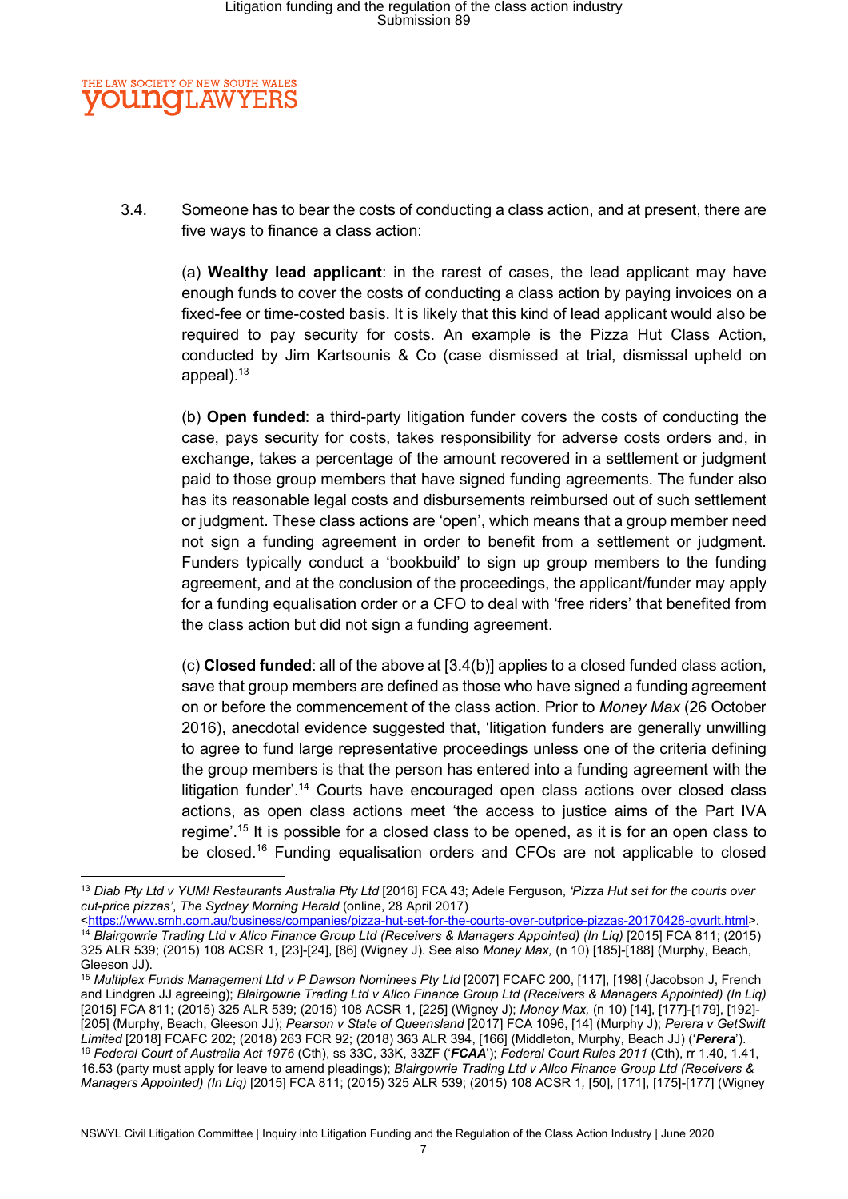3.4. Someone has to bear the costs of conducting a class action, and at present, there are five ways to finance a class action:

(a) **Wealthy lead applicant**: in the rarest of cases, the lead applicant may have enough funds to cover the costs of conducting a class action by paying invoices on a fixed-fee or time-costed basis. It is likely that this kind of lead applicant would also be required to pay security for costs. An example is the Pizza Hut Class Action, conducted by Jim Kartsounis & Co (case dismissed at trial, dismissal upheld on appeal).[13]

(b) **Open funded**: a third-party litigation funder covers the costs of conducting the case, pays security for costs, takes responsibility for adverse costs orders and, in exchange, takes a percentage of the amount recovered in a settlement or judgment paid to those group members that have signed funding agreements. The funder also has its reasonable legal costs and disbursements reimbursed out of such settlement or judgment. These class actions are 'open', which means that a group member need not sign a funding agreement in order to benefit from a settlement or judgment. Funders typically conduct a 'bookbuild' to sign up group members to the funding agreement, and at the conclusion of the proceedings, the applicant/funder may apply for a funding equalisation order or a CFO to deal with 'free riders' that benefited from the class action but did not sign a funding agreement.

(c) **Closed funded**: all of the above at [3.4(b)] applies to a closed funded class action, save that group members are defined as those who have signed a funding agreement on or before the commencement of the class action. Prior to *Money Max* (26 October 2016), anecdotal evidence suggested that, 'litigation funders are generally unwilling to agree to fund large representative proceedings unless one of the criteria defining the group members is that the person has entered into a funding agreement with the litigation funder'.[14] Courts have encouraged open class actions over closed class actions, as open class actions meet 'the access to justice aims of the Part IVA regime'.[15] It is possible for a closed class to be opened, as it is for an open class to be closed.[16] Funding equalisation orders and CFOs are not applicable to closed

---

[13] *Diab Pty Ltd v YUM! Restaurants Australia Pty Ltd* [2016] FCA 43; Adele Ferguson, *'Pizza Hut set for the courts over cut-price pizzas'*, *The Sydney Morning Herald* (online, 28 April 2017) <https://www.smh.com.au/business/companies/pizza-hut-set-for-the-courts-over-cutprice-pizzas-20170428-gvurlt.html>.

[14] *Blairgowrie Trading Ltd v Allco Finance Group Ltd (Receivers & Managers Appointed) (In Liq)* [2015] FCA 811; (2015) 325 ALR 539; (2015) 108 ACSR 1, [23]-[24], [86] (Wigney J). See also *Money Max,* (n 10) [185]-[188] (Murphy, Beach, Gleeson JJ).

[15] *Multiplex Funds Management Ltd v P Dawson Nominees Pty Ltd* [2007] FCAFC 200, [117], [198] (Jacobson J, French and Lindgren JJ agreeing); *Blairgowrie Trading Ltd v Allco Finance Group Ltd (Receivers & Managers Appointed) (In Liq)* [2015] FCA 811; (2015) 325 ALR 539; (2015) 108 ACSR 1, [225] (Wigney J); *Money Max,* (n 10) [14], [177]-[179], [192]-[205] (Murphy, Beach, Gleeson JJ); *Pearson v State of Queensland* [2017] FCA 1096, [14] (Murphy J); *Perera v GetSwift Limited* [2018] FCAFC 202; (2018) 263 FCR 92; (2018) 363 ALR 394, [166] (Middleton, Murphy, Beach JJ) ('***Perera***').

[16] *Federal Court of Australia Act 1976* (Cth), ss 33C, 33K, 33ZF ('***FCAA***'); *Federal Court Rules 2011* (Cth), rr 1.40, 1.41, 16.53 (party must apply for leave to amend pleadings); *Blairgowrie Trading Ltd v Allco Finance Group Ltd (Receivers & Managers Appointed) (In Liq)* [2015] FCA 811; (2015) 325 ALR 539; (2015) 108 ACSR 1, [50], [171], [175]-[177] (Wigney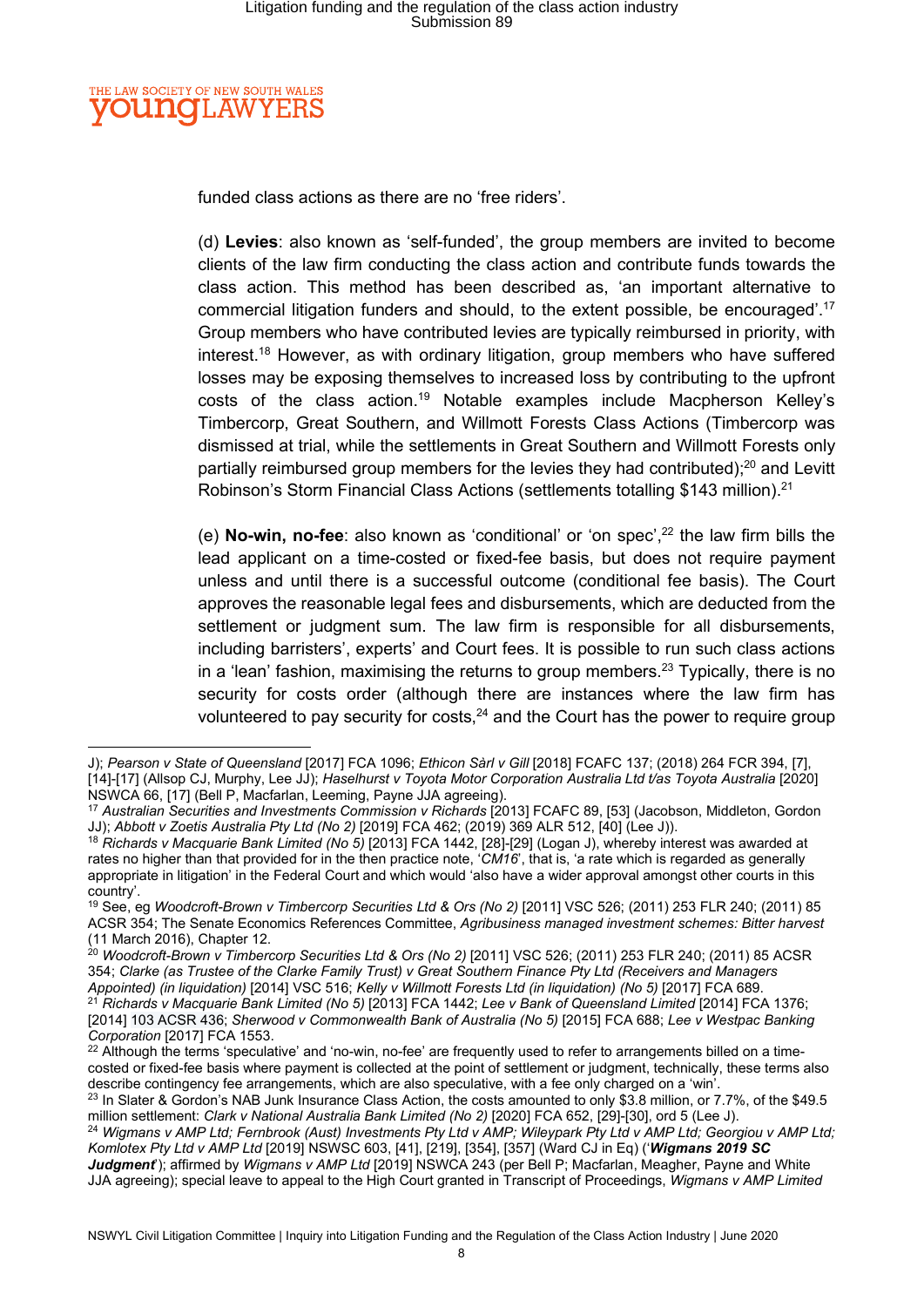funded class actions as there are no 'free riders'.

(d) **Levies**: also known as 'self-funded', the group members are invited to become clients of the law firm conducting the class action and contribute funds towards the class action. This method has been described as, 'an important alternative to commercial litigation funders and should, to the extent possible, be encouraged'.[17] Group members who have contributed levies are typically reimbursed in priority, with interest.[18] However, as with ordinary litigation, group members who have suffered losses may be exposing themselves to increased loss by contributing to the upfront costs of the class action.[19] Notable examples include Macpherson Kelley's Timbercorp, Great Southern, and Willmott Forests Class Actions (Timbercorp was dismissed at trial, while the settlements in Great Southern and Willmott Forests only partially reimbursed group members for the levies they had contributed);[20] and Levitt Robinson's Storm Financial Class Actions (settlements totalling $143 million).[21]

(e) **No-win, no-fee**: also known as 'conditional' or 'on spec',[22] the law firm bills the lead applicant on a time-costed or fixed-fee basis, but does not require payment unless and until there is a successful outcome (conditional fee basis). The Court approves the reasonable legal fees and disbursements, which are deducted from the settlement or judgment sum. The law firm is responsible for all disbursements, including barristers', experts' and Court fees. It is possible to run such class actions in a 'lean' fashion, maximising the returns to group members.[23] Typically, there is no security for costs order (although there are instances where the law firm has volunteered to pay security for costs,[24] and the Court has the power to require group

---

J); *Pearson v State of Queensland* [2017] FCA 1096; *Ethicon Sàrl v Gill* [2018] FCAFC 137; (2018) 264 FCR 394, [7], [14]-[17] (Allsop CJ, Murphy, Lee JJ); *Haselhurst v Toyota Motor Corporation Australia Ltd t/as Toyota Australia* [2020] NSWCA 66, [17] (Bell P, Macfarlan, Leeming, Payne JJA agreeing).

[17] *Australian Securities and Investments Commission v Richards* [2013] FCAFC 89, [53] (Jacobson, Middleton, Gordon JJ); *Abbott v Zoetis Australia Pty Ltd (No 2)* [2019] FCA 462; (2019) 369 ALR 512, [40] (Lee J)).

[18] *Richards v Macquarie Bank Limited (No 5)* [2013] FCA 1442, [28]-[29] (Logan J), whereby interest was awarded at rates no higher than that provided for in the then practice note, '*CM16*', that is, 'a rate which is regarded as generally appropriate in litigation' in the Federal Court and which would 'also have a wider approval amongst other courts in this country'.

[19] See, eg *Woodcroft-Brown v Timbercorp Securities Ltd & Ors (No 2)* [2011] VSC 526; (2011) 253 FLR 240; (2011) 85 ACSR 354; The Senate Economics References Committee, *Agribusiness managed investment schemes: Bitter harvest* (11 March 2016), Chapter 12.

[20] *Woodcroft-Brown v Timbercorp Securities Ltd & Ors (No 2)* [2011] VSC 526; (2011) 253 FLR 240; (2011) 85 ACSR 354; *Clarke (as Trustee of the Clarke Family Trust) v Great Southern Finance Pty Ltd (Receivers and Managers Appointed) (in liquidation)* [2014] VSC 516; *Kelly v Willmott Forests Ltd (in liquidation) (No 5)* [2017] FCA 689.

[21] *Richards v Macquarie Bank Limited (No 5)* [2013] FCA 1442; *Lee v Bank of Queensland Limited* [2014] FCA 1376; [2014] 103 ACSR 436; *Sherwood v Commonwealth Bank of Australia (No 5)* [2015] FCA 688; *Lee v Westpac Banking Corporation* [2017] FCA 1553.

[22] Although the terms 'speculative' and 'no-win, no-fee' are frequently used to refer to arrangements billed on a time-costed or fixed-fee basis where payment is collected at the point of settlement or judgment, technically, these terms also describe contingency fee arrangements, which are also speculative, with a fee only charged on a 'win'.

[23] In Slater & Gordon's NAB Junk Insurance Class Action, the costs amounted to only $3.8 million, or 7.7%, of the $49.5 million settlement: *Clark v National Australia Bank Limited (No 2)* [2020] FCA 652, [29]-[30], ord 5 (Lee J).

[24] *Wigmans v AMP Ltd; Fernbrook (Aust) Investments Pty Ltd v AMP; Wileypark Pty Ltd v AMP Ltd; Georgiou v AMP Ltd; Komlotex Pty Ltd v AMP Ltd* [2019] NSWSC 603, [41], [219], [354], [357] (Ward CJ in Eq) ('***Wigmans 2019 SC Judgment***'); affirmed by *Wigmans v AMP Ltd* [2019] NSWCA 243 (per Bell P; Macfarlan, Meagher, Payne and White JJA agreeing); special leave to appeal to the High Court granted in Transcript of Proceedings, *Wigmans v AMP Limited*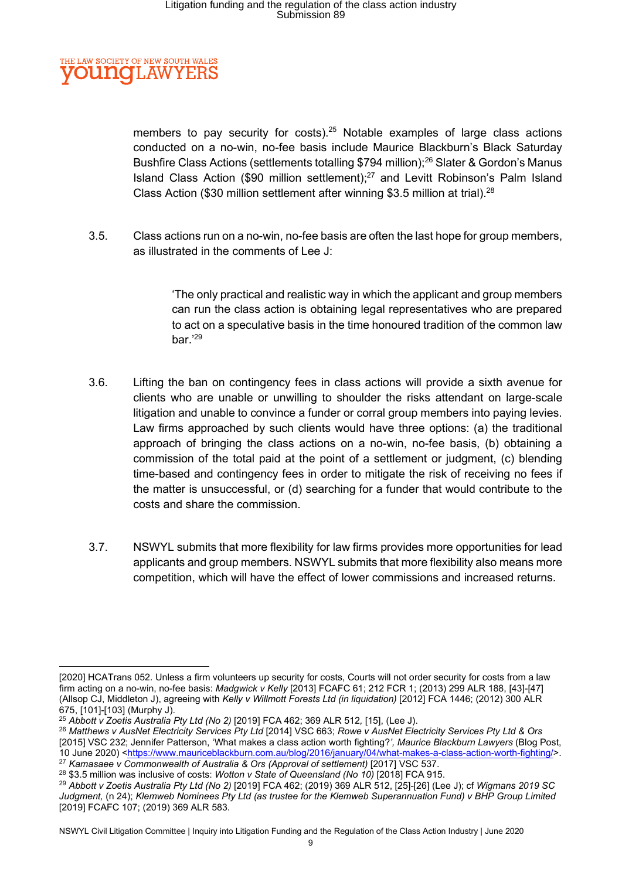members to pay security for costs).[25] Notable examples of large class actions conducted on a no-win, no-fee basis include Maurice Blackburn's Black Saturday Bushfire Class Actions (settlements totalling $794 million);[26] Slater & Gordon's Manus Island Class Action ($90 million settlement);[27] and Levitt Robinson's Palm Island Class Action ($30 million settlement after winning $3.5 million at trial).[28]

3.5. Class actions run on a no-win, no-fee basis are often the last hope for group members, as illustrated in the comments of Lee J:

> 'The only practical and realistic way in which the applicant and group members can run the class action is obtaining legal representatives who are prepared to act on a speculative basis in the time honoured tradition of the common law bar.'[29]

3.6. Lifting the ban on contingency fees in class actions will provide a sixth avenue for clients who are unable or unwilling to shoulder the risks attendant on large-scale litigation and unable to convince a funder or corral group members into paying levies. Law firms approached by such clients would have three options: (a) the traditional approach of bringing the class actions on a no-win, no-fee basis, (b) obtaining a commission of the total paid at the point of a settlement or judgment, (c) blending time-based and contingency fees in order to mitigate the risk of receiving no fees if the matter is unsuccessful, or (d) searching for a funder that would contribute to the costs and share the commission.

3.7. NSWYL submits that more flexibility for law firms provides more opportunities for lead applicants and group members. NSWYL submits that more flexibility also means more competition, which will have the effect of lower commissions and increased returns.

---

[2020] HCATrans 052. Unless a firm volunteers up security for costs, Courts will not order security for costs from a law firm acting on a no-win, no-fee basis: *Madgwick v Kelly* [2013] FCAFC 61; 212 FCR 1; (2013) 299 ALR 188, [43]-[47] (Allsop CJ, Middleton J), agreeing with *Kelly v Willmott Forests Ltd (in liquidation)* [2012] FCA 1446; (2012) 300 ALR 675, [101]-[103] (Murphy J).

[25] *Abbott v Zoetis Australia Pty Ltd (No 2)* [2019] FCA 462; 369 ALR 512, [15], (Lee J).

[26] *Matthews v AusNet Electricity Services Pty Ltd* [2014] VSC 663; *Rowe v AusNet Electricity Services Pty Ltd & Ors* [2015] VSC 232; Jennifer Patterson, 'What makes a class action worth fighting?', *Maurice Blackburn Lawyers* (Blog Post, 10 June 2020) <https://www.mauriceblackburn.com.au/blog/2016/january/04/what-makes-a-class-action-worth-fighting/>.

[27] *Kamasaee v Commonwealth of Australia & Ors (Approval of settlement)* [2017] VSC 537.

[28] $3.5 million was inclusive of costs: *Wotton v State of Queensland (No 10)* [2018] FCA 915.

[29] *Abbott v Zoetis Australia Pty Ltd (No 2)* [2019] FCA 462; (2019) 369 ALR 512, [25]-[26] (Lee J); cf *Wigmans 2019 SC Judgment,* (n 24); *Klemweb Nominees Pty Ltd (as trustee for the Klemweb Superannuation Fund) v BHP Group Limited* [2019] FCAFC 107; (2019) 369 ALR 583.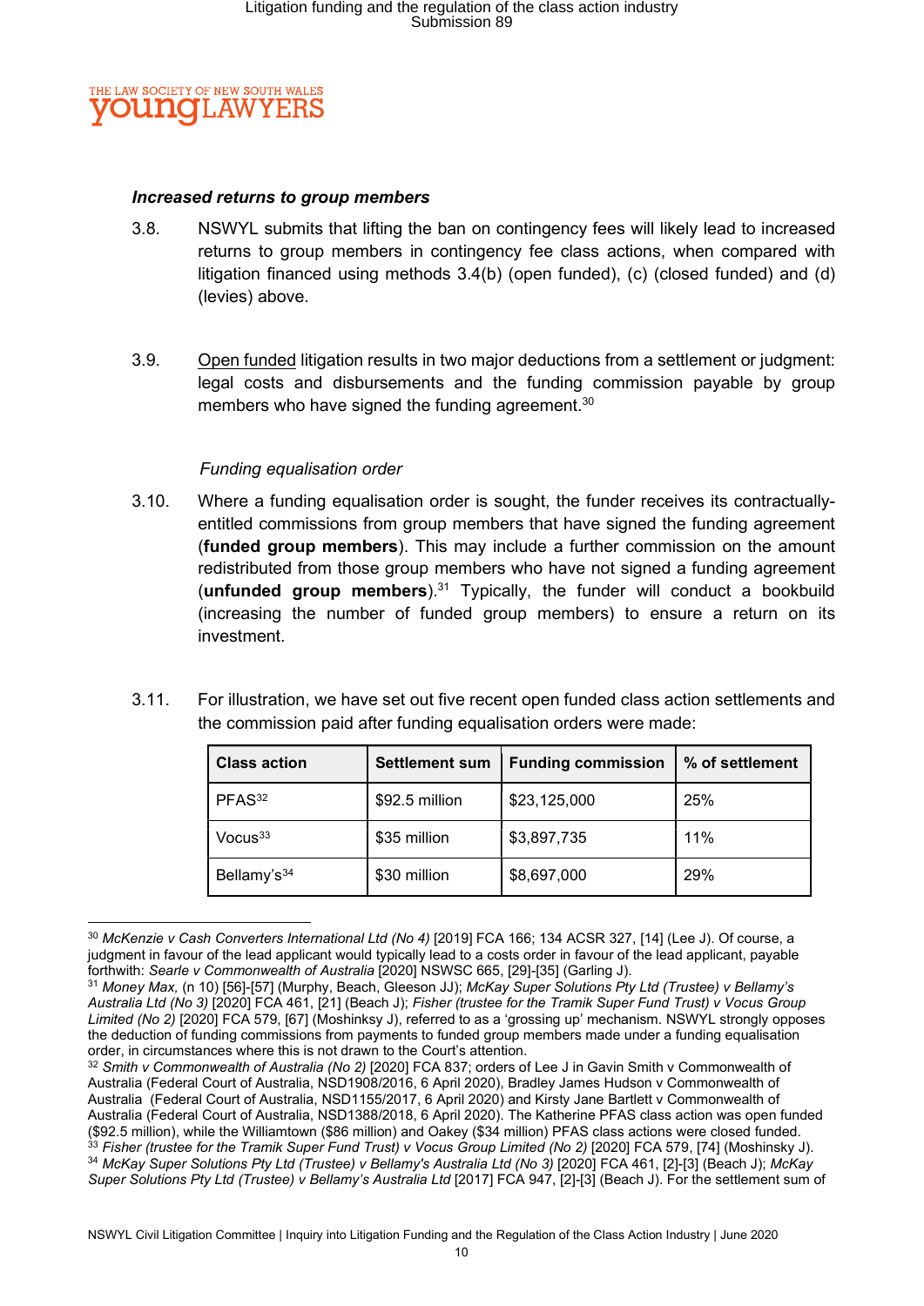### *Increased returns to group members*

3.8. NSWYL submits that lifting the ban on contingency fees will likely lead to increased returns to group members in contingency fee class actions, when compared with litigation financed using methods 3.4(b) (open funded), (c) (closed funded) and (d) (levies) above.

3.9. Open funded litigation results in two major deductions from a settlement or judgment: legal costs and disbursements and the funding commission payable by group members who have signed the funding agreement.[30]

*Funding equalisation order*

3.10. Where a funding equalisation order is sought, the funder receives its contractually-entitled commissions from group members that have signed the funding agreement (**funded group members**). This may include a further commission on the amount redistributed from those group members who have not signed a funding agreement (**unfunded group members**).[31] Typically, the funder will conduct a bookbuild (increasing the number of funded group members) to ensure a return on its investment.

3.11. For illustration, we have set out five recent open funded class action settlements and the commission paid after funding equalisation orders were made:

| Class action | Settlement sum | Funding commission | % of settlement |
|---|---|---|---|
| PFAS[32] | $92.5 million | $23,125,000 | 25% |
| Vocus[33] | $35 million | $3,897,735 | 11% |
| Bellamy's[34] | $30 million | $8,697,000 | 29% |

---

[30] *McKenzie v Cash Converters International Ltd (No 4)* [2019] FCA 166; 134 ACSR 327, [14] (Lee J). Of course, a judgment in favour of the lead applicant would typically lead to a costs order in favour of the lead applicant, payable forthwith: *Searle v Commonwealth of Australia* [2020] NSWSC 665, [29]-[35] (Garling J).

[31] *Money Max,* (n 10) [56]-[57] (Murphy, Beach, Gleeson JJ); *McKay Super Solutions Pty Ltd (Trustee) v Bellamy's Australia Ltd (No 3)* [2020] FCA 461, [21] (Beach J); *Fisher (trustee for the Tramik Super Fund Trust) v Vocus Group Limited (No 2)* [2020] FCA 579, [67] (Moshinksy J), referred to as a 'grossing up' mechanism. NSWYL strongly opposes the deduction of funding commissions from payments to funded group members made under a funding equalisation order, in circumstances where this is not drawn to the Court's attention.

[32] *Smith v Commonwealth of Australia (No 2)* [2020] FCA 837; orders of Lee J in Gavin Smith v Commonwealth of Australia (Federal Court of Australia, NSD1908/2016, 6 April 2020), Bradley James Hudson v Commonwealth of Australia (Federal Court of Australia, NSD1155/2017, 6 April 2020) and Kirsty Jane Bartlett v Commonwealth of Australia (Federal Court of Australia, NSD1388/2018, 6 April 2020). The Katherine PFAS class action was open funded ($92.5 million), while the Williamtown ($86 million) and Oakey ($34 million) PFAS class actions were closed funded.

[33] *Fisher (trustee for the Tramik Super Fund Trust) v Vocus Group Limited (No 2)* [2020] FCA 579, [74] (Moshinsky J).

[34] *McKay Super Solutions Pty Ltd (Trustee) v Bellamy's Australia Ltd (No 3)* [2020] FCA 461, [2]-[3] (Beach J); *McKay Super Solutions Pty Ltd (Trustee) v Bellamy's Australia Ltd* [2017] FCA 947, [2]-[3] (Beach J). For the settlement sum of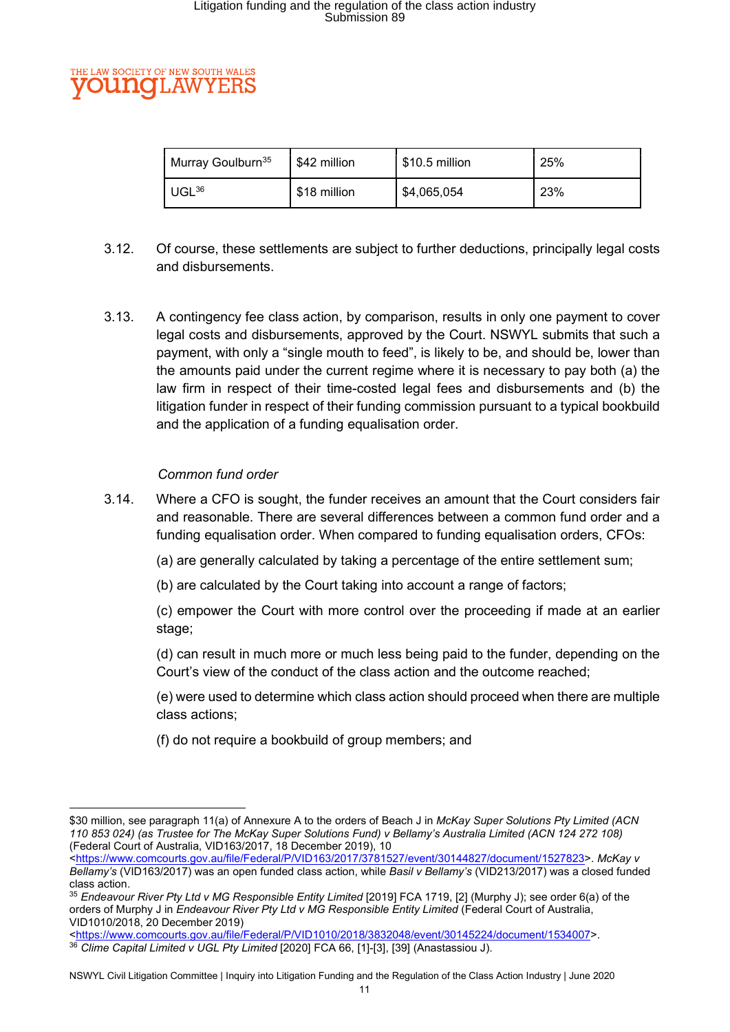| Murray Goulburn[35] | $42 million | $10.5 million | 25% |
|---|---|---|---|
| UGL[36] | $18 million | $4,065,054 | 23% |

3.12. Of course, these settlements are subject to further deductions, principally legal costs and disbursements.

3.13. A contingency fee class action, by comparison, results in only one payment to cover legal costs and disbursements, approved by the Court. NSWYL submits that such a payment, with only a "single mouth to feed", is likely to be, and should be, lower than the amounts paid under the current regime where it is necessary to pay both (a) the law firm in respect of their time-costed legal fees and disbursements and (b) the litigation funder in respect of their funding commission pursuant to a typical bookbuild and the application of a funding equalisation order.

*Common fund order*

3.14. Where a CFO is sought, the funder receives an amount that the Court considers fair and reasonable. There are several differences between a common fund order and a funding equalisation order. When compared to funding equalisation orders, CFOs:

(a) are generally calculated by taking a percentage of the entire settlement sum;

(b) are calculated by the Court taking into account a range of factors;

(c) empower the Court with more control over the proceeding if made at an earlier stage;

(d) can result in much more or much less being paid to the funder, depending on the Court's view of the conduct of the class action and the outcome reached;

(e) were used to determine which class action should proceed when there are multiple class actions;

(f) do not require a bookbuild of group members; and

---

$30 million, see paragraph 11(a) of Annexure A to the orders of Beach J in *McKay Super Solutions Pty Limited (ACN 110 853 024) (as Trustee for The McKay Super Solutions Fund) v Bellamy's Australia Limited (ACN 124 272 108)* (Federal Court of Australia, VID163/2017, 18 December 2019), 10 <https://www.comcourts.gov.au/file/Federal/P/VID163/2017/3781527/event/30144827/document/1527823>. *McKay v Bellamy's* (VID163/2017) was an open funded class action, while *Basil v Bellamy's* (VID213/2017) was a closed funded class action.

[35] *Endeavour River Pty Ltd v MG Responsible Entity Limited* [2019] FCA 1719, [2] (Murphy J); see order 6(a) of the orders of Murphy J in *Endeavour River Pty Ltd v MG Responsible Entity Limited* (Federal Court of Australia, VID1010/2018, 20 December 2019) <https://www.comcourts.gov.au/file/Federal/P/VID1010/2018/3832048/event/30145224/document/1534007>.

[36] *Clime Capital Limited v UGL Pty Limited* [2020] FCA 66, [1]-[3], [39] (Anastassiou J).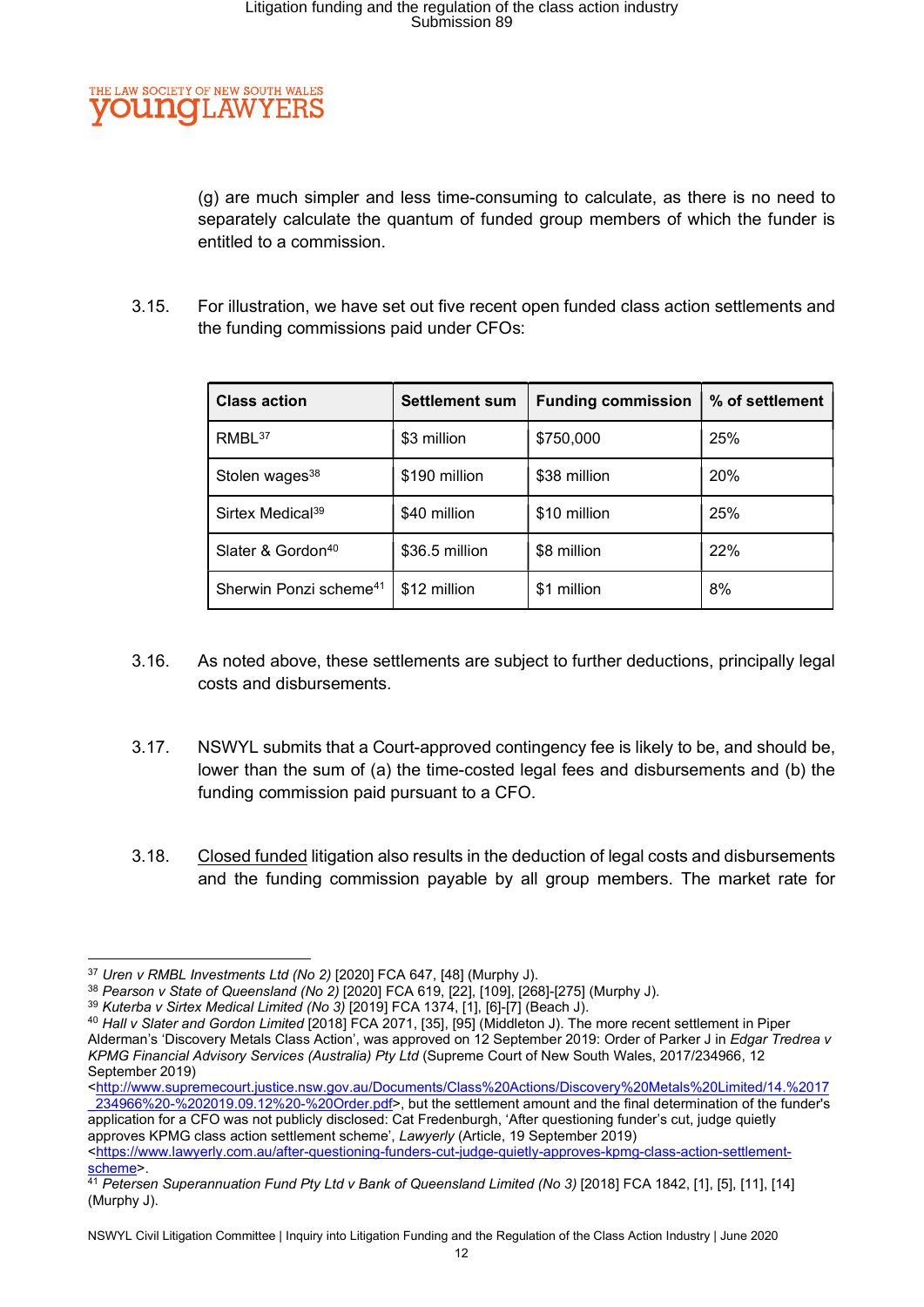(g) are much simpler and less time-consuming to calculate, as there is no need to separately calculate the quantum of funded group members of which the funder is entitled to a commission.

3.15. For illustration, we have set out five recent open funded class action settlements and the funding commissions paid under CFOs:

| Class action | Settlement sum | Funding commission | % of settlement |
|---|---|---|---|
| RMBL[37] | $3 million | $750,000 | 25% |
| Stolen wages[38] | $190 million | $38 million | 20% |
| Sirtex Medical[39] | $40 million | $10 million | 25% |
| Slater & Gordon[40] | $36.5 million | $8 million | 22% |
| Sherwin Ponzi scheme[41] | $12 million | $1 million | 8% |

3.16. As noted above, these settlements are subject to further deductions, principally legal costs and disbursements.

3.17. NSWYL submits that a Court-approved contingency fee is likely to be, and should be, lower than the sum of (a) the time-costed legal fees and disbursements and (b) the funding commission paid pursuant to a CFO.

3.18. Closed funded litigation also results in the deduction of legal costs and disbursements and the funding commission payable by all group members. The market rate for

---

[37] *Uren v RMBL Investments Ltd (No 2)* [2020] FCA 647, [48] (Murphy J).

[38] *Pearson v State of Queensland (No 2)* [2020] FCA 619, [22], [109], [268]-[275] (Murphy J).

[39] *Kuterba v Sirtex Medical Limited (No 3)* [2019] FCA 1374, [1], [6]-[7] (Beach J).

[40] *Hall v Slater and Gordon Limited* [2018] FCA 2071, [35], [95] (Middleton J). The more recent settlement in Piper Alderman's 'Discovery Metals Class Action', was approved on 12 September 2019: Order of Parker J in *Edgar Tredrea v KPMG Financial Advisory Services (Australia) Pty Ltd* (Supreme Court of New South Wales, 2017/234966, 12 September 2019) <http://www.supremecourt.justice.nsw.gov.au/Documents/Class%20Actions/Discovery%20Metals%20Limited/14.%2017_234966%20-%202019.09.12%20-%20Order.pdf>, but the settlement amount and the final determination of the funder's application for a CFO was not publicly disclosed: Cat Fredenburgh, 'After questioning funder's cut, judge quietly approves KPMG class action settlement scheme', *Lawyerly* (Article, 19 September 2019) <https://www.lawyerly.com.au/after-questioning-funders-cut-judge-quietly-approves-kpmg-class-action-settlement-scheme>.

[41] *Petersen Superannuation Fund Pty Ltd v Bank of Queensland Limited (No 3)* [2018] FCA 1842, [1], [5], [11], [14] (Murphy J).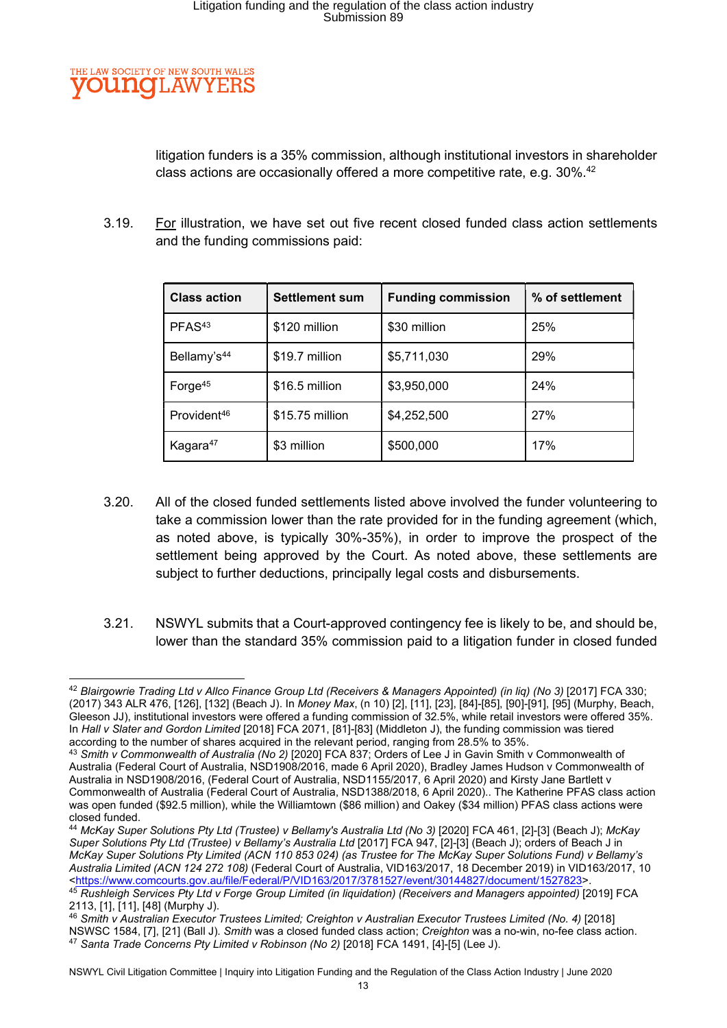litigation funders is a 35% commission, although institutional investors in shareholder class actions are occasionally offered a more competitive rate, e.g. 30%.[42]

3.19. For illustration, we have set out five recent closed funded class action settlements and the funding commissions paid:

| Class action | Settlement sum | Funding commission | % of settlement |
|---|---|---|---|
| PFAS[43] | $120 million | $30 million | 25% |
| Bellamy's[44] | $19.7 million | $5,711,030 | 29% |
| Forge[45] | $16.5 million | $3,950,000 | 24% |
| Provident[46] | $15.75 million | $4,252,500 | 27% |
| Kagara[47] | $3 million | $500,000 | 17% |

3.20. All of the closed funded settlements listed above involved the funder volunteering to take a commission lower than the rate provided for in the funding agreement (which, as noted above, is typically 30%-35%), in order to improve the prospect of the settlement being approved by the Court. As noted above, these settlements are subject to further deductions, principally legal costs and disbursements.

3.21. NSWYL submits that a Court-approved contingency fee is likely to be, and should be, lower than the standard 35% commission paid to a litigation funder in closed funded

---

[42] *Blairgowrie Trading Ltd v Allco Finance Group Ltd (Receivers & Managers Appointed) (in liq) (No 3)* [2017] FCA 330; (2017) 343 ALR 476, [126], [132] (Beach J). In *Money Max*, (n 10) [2], [11], [23], [84]-[85], [90]-[91], [95] (Murphy, Beach, Gleeson JJ), institutional investors were offered a funding commission of 32.5%, while retail investors were offered 35%. In *Hall v Slater and Gordon Limited* [2018] FCA 2071, [81]-[83] (Middleton J), the funding commission was tiered according to the number of shares acquired in the relevant period, ranging from 28.5% to 35%.

[43] *Smith v Commonwealth of Australia (No 2)* [2020] FCA 837; Orders of Lee J in Gavin Smith v Commonwealth of Australia (Federal Court of Australia, NSD1908/2016, made 6 April 2020), Bradley James Hudson v Commonwealth of Australia in NSD1908/2016, (Federal Court of Australia, NSD1155/2017, 6 April 2020) and Kirsty Jane Bartlett v Commonwealth of Australia (Federal Court of Australia, NSD1388/2018, 6 April 2020).. The Katherine PFAS class action was open funded ($92.5 million), while the Williamtown ($86 million) and Oakey ($34 million) PFAS class actions were closed funded.

[44] *McKay Super Solutions Pty Ltd (Trustee) v Bellamy's Australia Ltd (No 3)* [2020] FCA 461, [2]-[3] (Beach J); *McKay Super Solutions Pty Ltd (Trustee) v Bellamy's Australia Ltd* [2017] FCA 947, [2]-[3] (Beach J); orders of Beach J in *McKay Super Solutions Pty Limited (ACN 110 853 024) (as Trustee for The McKay Super Solutions Fund) v Bellamy's Australia Limited (ACN 124 272 108)* (Federal Court of Australia, VID163/2017, 18 December 2019) in VID163/2017, 10 <https://www.comcourts.gov.au/file/Federal/P/VID163/2017/3781527/event/30144827/document/1527823>.

[45] *Rushleigh Services Pty Ltd v Forge Group Limited (in liquidation) (Receivers and Managers appointed)* [2019] FCA 2113, [1], [11], [48] (Murphy J).

[46] *Smith v Australian Executor Trustees Limited; Creighton v Australian Executor Trustees Limited (No. 4)* [2018] NSWSC 1584, [7], [21] (Ball J). *Smith* was a closed funded class action; *Creighton* was a no-win, no-fee class action.

[47] *Santa Trade Concerns Pty Limited v Robinson (No 2)* [2018] FCA 1491, [4]-[5] (Lee J).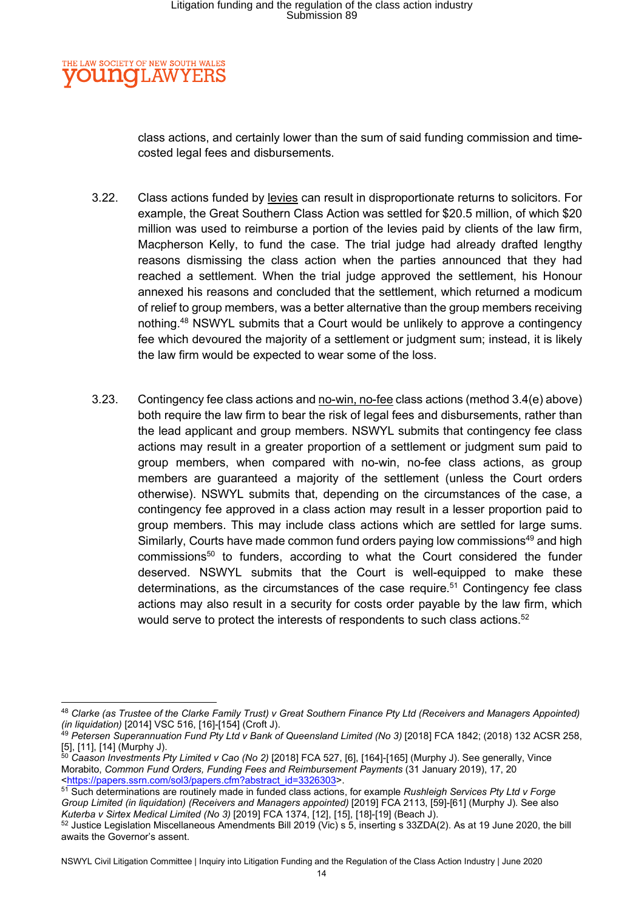class actions, and certainly lower than the sum of said funding commission and time-costed legal fees and disbursements.

3.22. Class actions funded by levies can result in disproportionate returns to solicitors. For example, the Great Southern Class Action was settled for $20.5 million, of which $20 million was used to reimburse a portion of the levies paid by clients of the law firm, Macpherson Kelly, to fund the case. The trial judge had already drafted lengthy reasons dismissing the class action when the parties announced that they had reached a settlement. When the trial judge approved the settlement, his Honour annexed his reasons and concluded that the settlement, which returned a modicum of relief to group members, was a better alternative than the group members receiving nothing.[48] NSWYL submits that a Court would be unlikely to approve a contingency fee which devoured the majority of a settlement or judgment sum; instead, it is likely the law firm would be expected to wear some of the loss.

3.23. Contingency fee class actions and no-win, no-fee class actions (method 3.4(e) above) both require the law firm to bear the risk of legal fees and disbursements, rather than the lead applicant and group members. NSWYL submits that contingency fee class actions may result in a greater proportion of a settlement or judgment sum paid to group members, when compared with no-win, no-fee class actions, as group members are guaranteed a majority of the settlement (unless the Court orders otherwise). NSWYL submits that, depending on the circumstances of the case, a contingency fee approved in a class action may result in a lesser proportion paid to group members. This may include class actions which are settled for large sums. Similarly, Courts have made common fund orders paying low commissions[49] and high commissions[50] to funders, according to what the Court considered the funder deserved. NSWYL submits that the Court is well-equipped to make these determinations, as the circumstances of the case require.[51] Contingency fee class actions may also result in a security for costs order payable by the law firm, which would serve to protect the interests of respondents to such class actions.[52]

---

[48] *Clarke (as Trustee of the Clarke Family Trust) v Great Southern Finance Pty Ltd (Receivers and Managers Appointed) (in liquidation)* [2014] VSC 516, [16]-[154] (Croft J).

[49] *Petersen Superannuation Fund Pty Ltd v Bank of Queensland Limited (No 3)* [2018] FCA 1842; (2018) 132 ACSR 258, [5], [11], [14] (Murphy J).

[50] *Caason Investments Pty Limited v Cao (No 2)* [2018] FCA 527, [6], [164]-[165] (Murphy J). See generally, Vince Morabito, *Common Fund Orders, Funding Fees and Reimbursement Payments* (31 January 2019), 17, 20 <https://papers.ssrn.com/sol3/papers.cfm?abstract_id=3326303>.

[51] Such determinations are routinely made in funded class actions, for example *Rushleigh Services Pty Ltd v Forge Group Limited (in liquidation) (Receivers and Managers appointed)* [2019] FCA 2113, [59]-[61] (Murphy J). See also *Kuterba v Sirtex Medical Limited (No 3)* [2019] FCA 1374, [12], [15], [18]-[19] (Beach J).

[52] Justice Legislation Miscellaneous Amendments Bill 2019 (Vic) s 5, inserting s 33ZDA(2). As at 19 June 2020, the bill awaits the Governor's assent.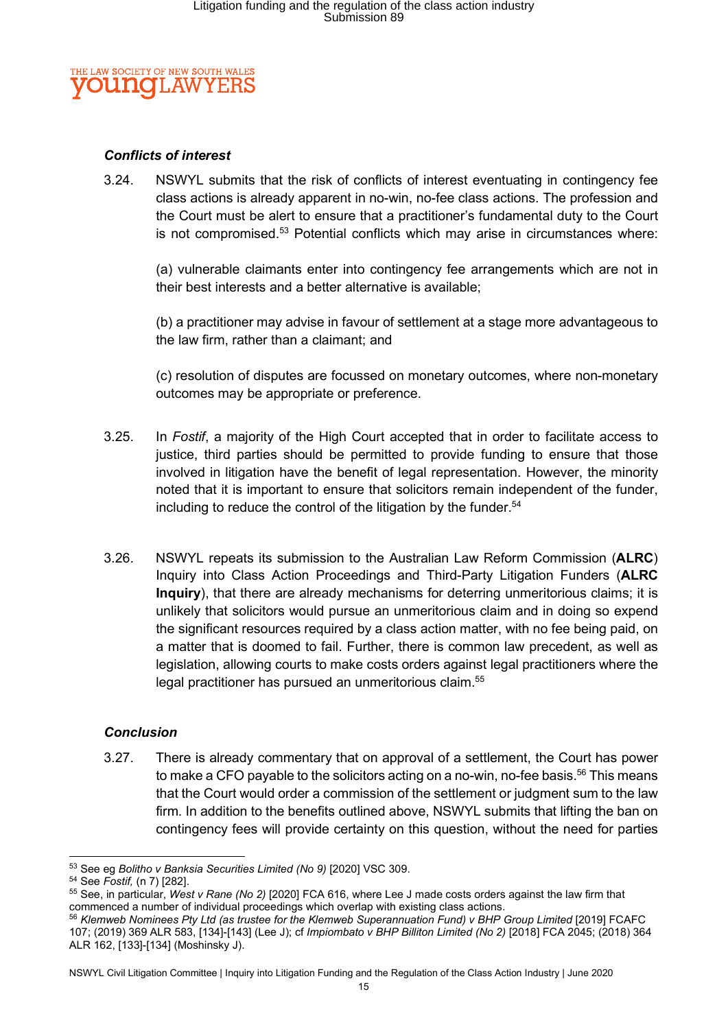### *Conflicts of interest*

3.24. NSWYL submits that the risk of conflicts of interest eventuating in contingency fee class actions is already apparent in no-win, no-fee class actions. The profession and the Court must be alert to ensure that a practitioner's fundamental duty to the Court is not compromised.[53] Potential conflicts which may arise in circumstances where:

(a) vulnerable claimants enter into contingency fee arrangements which are not in their best interests and a better alternative is available;

(b) a practitioner may advise in favour of settlement at a stage more advantageous to the law firm, rather than a claimant; and

(c) resolution of disputes are focussed on monetary outcomes, where non-monetary outcomes may be appropriate or preference.

3.25. In *Fostif*, a majority of the High Court accepted that in order to facilitate access to justice, third parties should be permitted to provide funding to ensure that those involved in litigation have the benefit of legal representation. However, the minority noted that it is important to ensure that solicitors remain independent of the funder, including to reduce the control of the litigation by the funder.[54]

3.26. NSWYL repeats its submission to the Australian Law Reform Commission (**ALRC**) Inquiry into Class Action Proceedings and Third-Party Litigation Funders (**ALRC Inquiry**), that there are already mechanisms for deterring unmeritorious claims; it is unlikely that solicitors would pursue an unmeritorious claim and in doing so expend the significant resources required by a class action matter, with no fee being paid, on a matter that is doomed to fail. Further, there is common law precedent, as well as legislation, allowing courts to make costs orders against legal practitioners where the legal practitioner has pursued an unmeritorious claim.[55]

### *Conclusion*

3.27. There is already commentary that on approval of a settlement, the Court has power to make a CFO payable to the solicitors acting on a no-win, no-fee basis.[56] This means that the Court would order a commission of the settlement or judgment sum to the law firm. In addition to the benefits outlined above, NSWYL submits that lifting the ban on contingency fees will provide certainty on this question, without the need for parties

---

[53] See eg *Bolitho v Banksia Securities Limited (No 9)* [2020] VSC 309.

[54] See *Fostif,* (n 7) [282].

[55] See, in particular, *West v Rane (No 2)* [2020] FCA 616, where Lee J made costs orders against the law firm that commenced a number of individual proceedings which overlap with existing class actions.

[56] *Klemweb Nominees Pty Ltd (as trustee for the Klemweb Superannuation Fund) v BHP Group Limited* [2019] FCAFC 107; (2019) 369 ALR 583, [134]-[143] (Lee J); cf *Impiombato v BHP Billiton Limited (No 2)* [2018] FCA 2045; (2018) 364 ALR 162, [133]-[134] (Moshinsky J).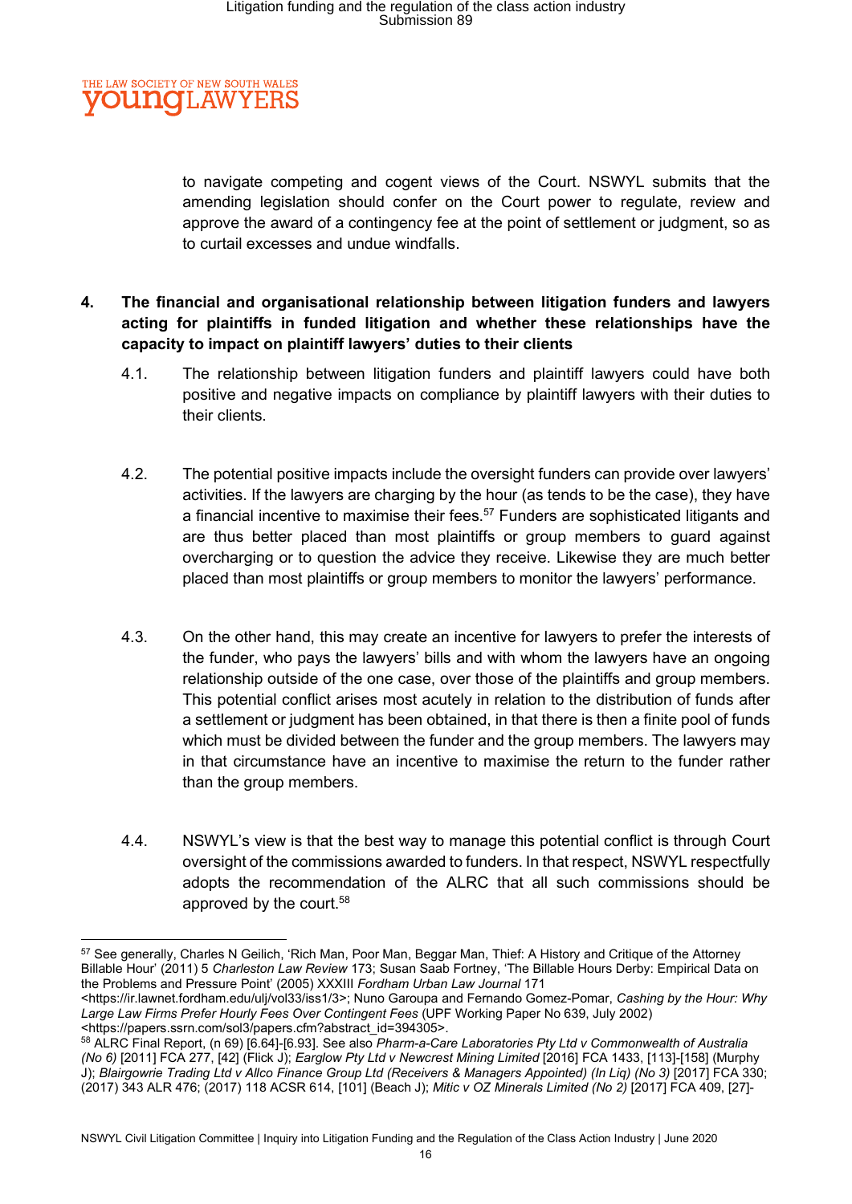to navigate competing and cogent views of the Court. NSWYL submits that the amending legislation should confer on the Court power to regulate, review and approve the award of a contingency fee at the point of settlement or judgment, so as to curtail excesses and undue windfalls.

**4. The financial and organisational relationship between litigation funders and lawyers acting for plaintiffs in funded litigation and whether these relationships have the capacity to impact on plaintiff lawyers' duties to their clients**

4.1. The relationship between litigation funders and plaintiff lawyers could have both positive and negative impacts on compliance by plaintiff lawyers with their duties to their clients.

4.2. The potential positive impacts include the oversight funders can provide over lawyers' activities. If the lawyers are charging by the hour (as tends to be the case), they have a financial incentive to maximise their fees.[57] Funders are sophisticated litigants and are thus better placed than most plaintiffs or group members to guard against overcharging or to question the advice they receive. Likewise they are much better placed than most plaintiffs or group members to monitor the lawyers' performance.

4.3. On the other hand, this may create an incentive for lawyers to prefer the interests of the funder, who pays the lawyers' bills and with whom the lawyers have an ongoing relationship outside of the one case, over those of the plaintiffs and group members. This potential conflict arises most acutely in relation to the distribution of funds after a settlement or judgment has been obtained, in that there is then a finite pool of funds which must be divided between the funder and the group members. The lawyers may in that circumstance have an incentive to maximise the return to the funder rather than the group members.

4.4. NSWYL's view is that the best way to manage this potential conflict is through Court oversight of the commissions awarded to funders. In that respect, NSWYL respectfully adopts the recommendation of the ALRC that all such commissions should be approved by the court.[58]

---

[57] See generally, Charles N Geilich, 'Rich Man, Poor Man, Beggar Man, Thief: A History and Critique of the Attorney Billable Hour' (2011) 5 *Charleston Law Review* 173; Susan Saab Fortney, 'The Billable Hours Derby: Empirical Data on the Problems and Pressure Point' (2005) XXXIII *Fordham Urban Law Journal* 171 <https://ir.lawnet.fordham.edu/ulj/vol33/iss1/3>; Nuno Garoupa and Fernando Gomez-Pomar, *Cashing by the Hour: Why Large Law Firms Prefer Hourly Fees Over Contingent Fees* (UPF Working Paper No 639, July 2002) <https://papers.ssrn.com/sol3/papers.cfm?abstract_id=394305>.

[58] ALRC Final Report, (n 69) [6.64]-[6.93]. See also *Pharm-a-Care Laboratories Pty Ltd v Commonwealth of Australia (No 6)* [2011] FCA 277, [42] (Flick J); *Earglow Pty Ltd v Newcrest Mining Limited* [2016] FCA 1433, [113]-[158] (Murphy J); *Blairgowrie Trading Ltd v Allco Finance Group Ltd (Receivers & Managers Appointed) (In Liq) (No 3)* [2017] FCA 330; (2017) 343 ALR 476; (2017) 118 ACSR 614, [101] (Beach J); *Mitic v OZ Minerals Limited (No 2)* [2017] FCA 409, [27]-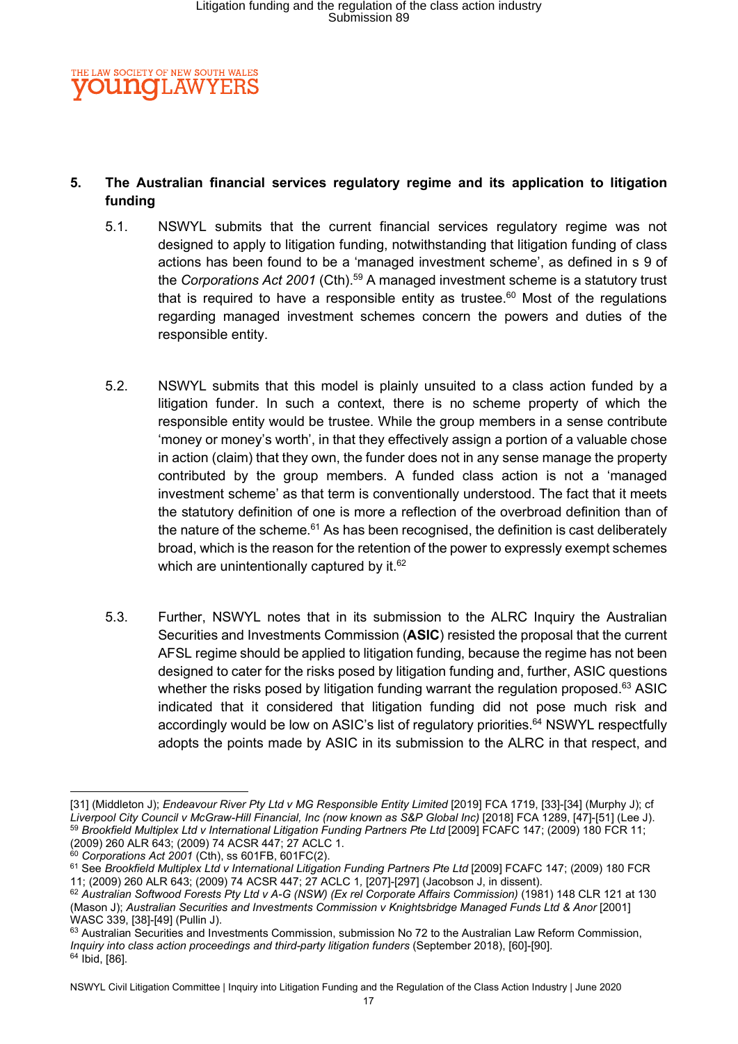## 5. The Australian financial services regulatory regime and its application to litigation funding

5.1. NSWYL submits that the current financial services regulatory regime was not designed to apply to litigation funding, notwithstanding that litigation funding of class actions has been found to be a 'managed investment scheme', as defined in s 9 of the *Corporations Act 2001* (Cth).[59] A managed investment scheme is a statutory trust that is required to have a responsible entity as trustee.[60] Most of the regulations regarding managed investment schemes concern the powers and duties of the responsible entity.

5.2. NSWYL submits that this model is plainly unsuited to a class action funded by a litigation funder. In such a context, there is no scheme property of which the responsible entity would be trustee. While the group members in a sense contribute 'money or money's worth', in that they effectively assign a portion of a valuable chose in action (claim) that they own, the funder does not in any sense manage the property contributed by the group members. A funded class action is not a 'managed investment scheme' as that term is conventionally understood. The fact that it meets the statutory definition of one is more a reflection of the overbroad definition than of the nature of the scheme.[61] As has been recognised, the definition is cast deliberately broad, which is the reason for the retention of the power to expressly exempt schemes which are unintentionally captured by it.[62]

5.3. Further, NSWYL notes that in its submission to the ALRC Inquiry the Australian Securities and Investments Commission (**ASIC**) resisted the proposal that the current AFSL regime should be applied to litigation funding, because the regime has not been designed to cater for the risks posed by litigation funding and, further, ASIC questions whether the risks posed by litigation funding warrant the regulation proposed.[63] ASIC indicated that it considered that litigation funding did not pose much risk and accordingly would be low on ASIC's list of regulatory priorities.[64] NSWYL respectfully adopts the points made by ASIC in its submission to the ALRC in that respect, and

---

[31] (Middleton J); *Endeavour River Pty Ltd v MG Responsible Entity Limited* [2019] FCA 1719, [33]-[34] (Murphy J); cf *Liverpool City Council v McGraw-Hill Financial, Inc (now known as S&P Global Inc)* [2018] FCA 1289, [47]-[51] (Lee J).

[59] *Brookfield Multiplex Ltd v International Litigation Funding Partners Pte Ltd* [2009] FCAFC 147; (2009) 180 FCR 11; (2009) 260 ALR 643; (2009) 74 ACSR 447; 27 ACLC 1.

[60] *Corporations Act 2001* (Cth), ss 601FB, 601FC(2).

[61] See *Brookfield Multiplex Ltd v International Litigation Funding Partners Pte Ltd* [2009] FCAFC 147; (2009) 180 FCR 11; (2009) 260 ALR 643; (2009) 74 ACSR 447; 27 ACLC 1, [207]-[297] (Jacobson J, in dissent).

[62] *Australian Softwood Forests Pty Ltd v A-G (NSW) (Ex rel Corporate Affairs Commission)* (1981) 148 CLR 121 at 130 (Mason J); *Australian Securities and Investments Commission v Knightsbridge Managed Funds Ltd & Anor* [2001] WASC 339, [38]-[49] (Pullin J).

[63] Australian Securities and Investments Commission, submission No 72 to the Australian Law Reform Commission, *Inquiry into class action proceedings and third-party litigation funders* (September 2018), [60]-[90].

[64] Ibid, [86].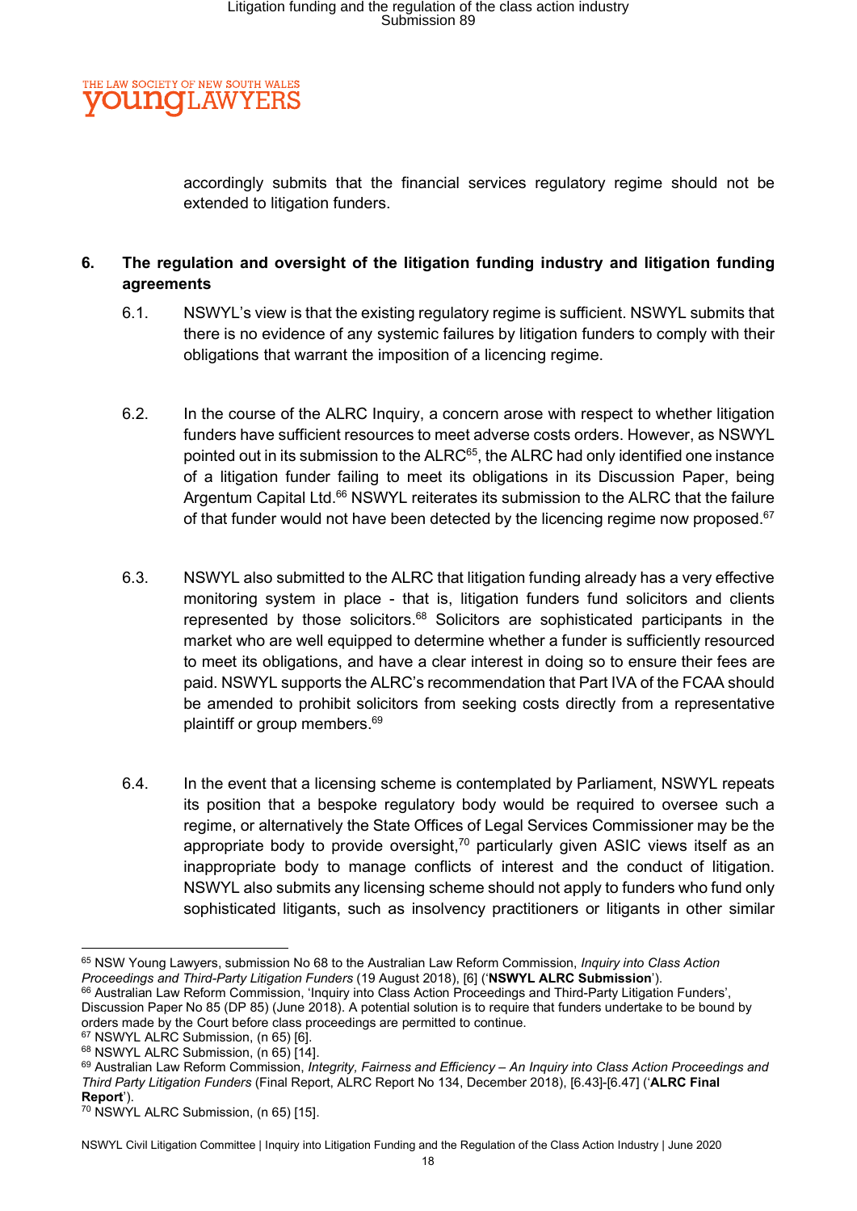accordingly submits that the financial services regulatory regime should not be extended to litigation funders.

## 6. The regulation and oversight of the litigation funding industry and litigation funding agreements

6.1. NSWYL's view is that the existing regulatory regime is sufficient. NSWYL submits that there is no evidence of any systemic failures by litigation funders to comply with their obligations that warrant the imposition of a licencing regime.

6.2. In the course of the ALRC Inquiry, a concern arose with respect to whether litigation funders have sufficient resources to meet adverse costs orders. However, as NSWYL pointed out in its submission to the ALRC[65], the ALRC had only identified one instance of a litigation funder failing to meet its obligations in its Discussion Paper, being Argentum Capital Ltd.[66] NSWYL reiterates its submission to the ALRC that the failure of that funder would not have been detected by the licencing regime now proposed.[67]

6.3. NSWYL also submitted to the ALRC that litigation funding already has a very effective monitoring system in place - that is, litigation funders fund solicitors and clients represented by those solicitors.[68] Solicitors are sophisticated participants in the market who are well equipped to determine whether a funder is sufficiently resourced to meet its obligations, and have a clear interest in doing so to ensure their fees are paid. NSWYL supports the ALRC's recommendation that Part IVA of the FCAA should be amended to prohibit solicitors from seeking costs directly from a representative plaintiff or group members.[69]

6.4. In the event that a licensing scheme is contemplated by Parliament, NSWYL repeats its position that a bespoke regulatory body would be required to oversee such a regime, or alternatively the State Offices of Legal Services Commissioner may be the appropriate body to provide oversight,[70] particularly given ASIC views itself as an inappropriate body to manage conflicts of interest and the conduct of litigation. NSWYL also submits any licensing scheme should not apply to funders who fund only sophisticated litigants, such as insolvency practitioners or litigants in other similar

---

[65] NSW Young Lawyers, submission No 68 to the Australian Law Reform Commission, *Inquiry into Class Action Proceedings and Third-Party Litigation Funders* (19 August 2018), [6] ('**NSWYL ALRC Submission**').

[66] Australian Law Reform Commission, 'Inquiry into Class Action Proceedings and Third-Party Litigation Funders', Discussion Paper No 85 (DP 85) (June 2018). A potential solution is to require that funders undertake to be bound by orders made by the Court before class proceedings are permitted to continue.

[67] NSWYL ALRC Submission, (n 65) [6].

[68] NSWYL ALRC Submission, (n 65) [14].

[69] Australian Law Reform Commission, *Integrity, Fairness and Efficiency – An Inquiry into Class Action Proceedings and Third Party Litigation Funders* (Final Report, ALRC Report No 134, December 2018), [6.43]-[6.47] ('**ALRC Final Report**').

[70] NSWYL ALRC Submission, (n 65) [15].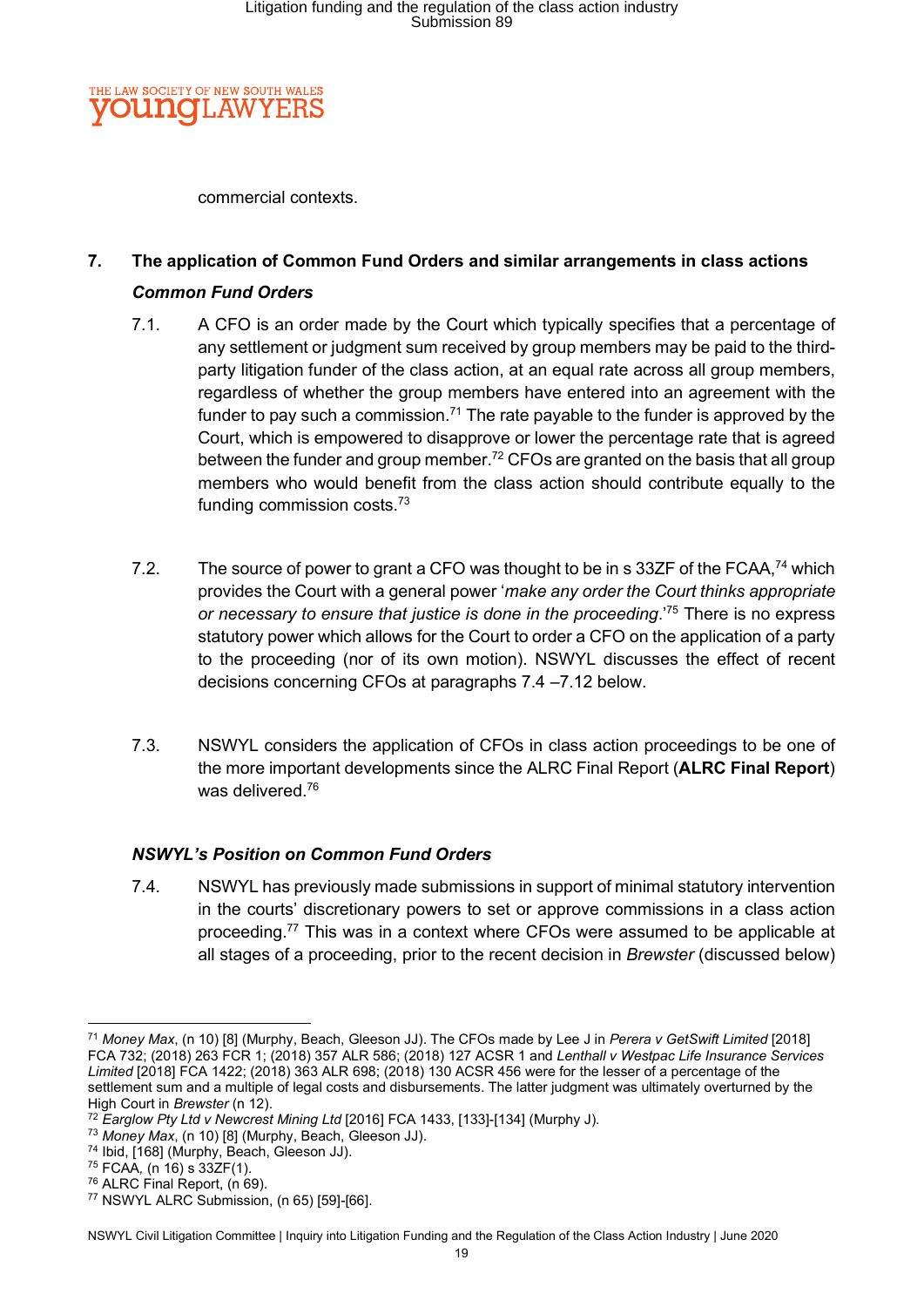commercial contexts.

## 7. The application of Common Fund Orders and similar arrangements in class actions

### *Common Fund Orders*

7.1. A CFO is an order made by the Court which typically specifies that a percentage of any settlement or judgment sum received by group members may be paid to the third-party litigation funder of the class action, at an equal rate across all group members, regardless of whether the group members have entered into an agreement with the funder to pay such a commission.[71] The rate payable to the funder is approved by the Court, which is empowered to disapprove or lower the percentage rate that is agreed between the funder and group member.[72] CFOs are granted on the basis that all group members who would benefit from the class action should contribute equally to the funding commission costs.[73]

7.2. The source of power to grant a CFO was thought to be in s 33ZF of the FCAA,[74] which provides the Court with a general power '*make any order the Court thinks appropriate or necessary to ensure that justice is done in the proceeding*.'[75] There is no express statutory power which allows for the Court to order a CFO on the application of a party to the proceeding (nor of its own motion). NSWYL discusses the effect of recent decisions concerning CFOs at paragraphs 7.4 –7.12 below.

7.3. NSWYL considers the application of CFOs in class action proceedings to be one of the more important developments since the ALRC Final Report (**ALRC Final Report**) was delivered.[76]

### *NSWYL's Position on Common Fund Orders*

7.4. NSWYL has previously made submissions in support of minimal statutory intervention in the courts' discretionary powers to set or approve commissions in a class action proceeding.[77] This was in a context where CFOs were assumed to be applicable at all stages of a proceeding, prior to the recent decision in *Brewster* (discussed below)

---

[71] *Money Max*, (n 10) [8] (Murphy, Beach, Gleeson JJ). The CFOs made by Lee J in *Perera v GetSwift Limited* [2018] FCA 732; (2018) 263 FCR 1; (2018) 357 ALR 586; (2018) 127 ACSR 1 and *Lenthall v Westpac Life Insurance Services Limited* [2018] FCA 1422; (2018) 363 ALR 698; (2018) 130 ACSR 456 were for the lesser of a percentage of the settlement sum and a multiple of legal costs and disbursements. The latter judgment was ultimately overturned by the High Court in *Brewster* (n 12).

[72] *Earglow Pty Ltd v Newcrest Mining Ltd* [2016] FCA 1433, [133]-[134] (Murphy J).

[73] *Money Max*, (n 10) [8] (Murphy, Beach, Gleeson JJ).

[74] Ibid, [168] (Murphy, Beach, Gleeson JJ).

[75] FCAA, (n 16) s 33ZF(1).

[76] ALRC Final Report, (n 69).

[77] NSWYL ALRC Submission, (n 65) [59]-[66].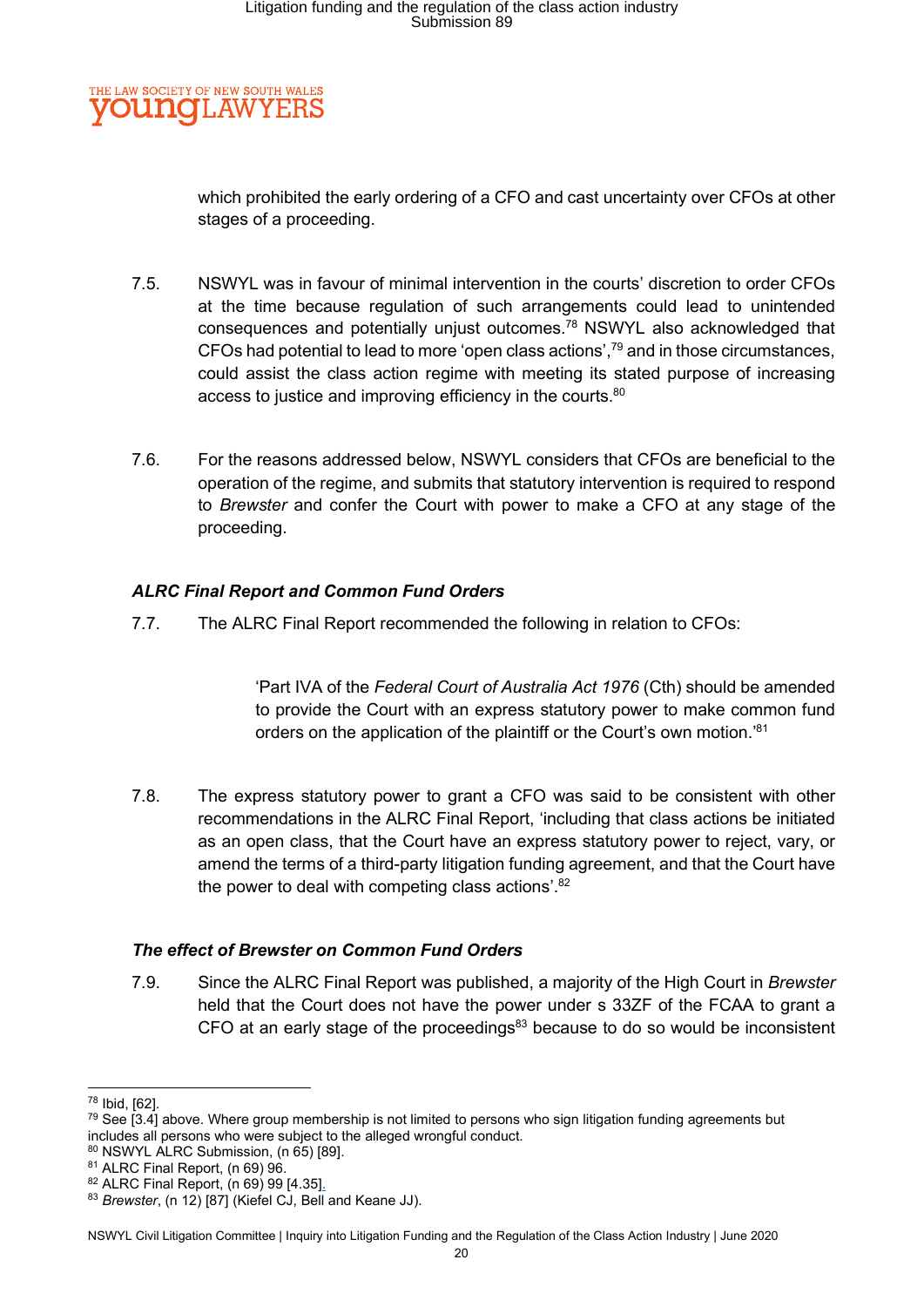which prohibited the early ordering of a CFO and cast uncertainty over CFOs at other stages of a proceeding.

7.5. NSWYL was in favour of minimal intervention in the courts' discretion to order CFOs at the time because regulation of such arrangements could lead to unintended consequences and potentially unjust outcomes.[78] NSWYL also acknowledged that CFOs had potential to lead to more 'open class actions',[79] and in those circumstances, could assist the class action regime with meeting its stated purpose of increasing access to justice and improving efficiency in the courts.[80]

7.6. For the reasons addressed below, NSWYL considers that CFOs are beneficial to the operation of the regime, and submits that statutory intervention is required to respond to *Brewster* and confer the Court with power to make a CFO at any stage of the proceeding.

### *ALRC Final Report and Common Fund Orders*

7.7. The ALRC Final Report recommended the following in relation to CFOs:

> 'Part IVA of the *Federal Court of Australia Act 1976* (Cth) should be amended to provide the Court with an express statutory power to make common fund orders on the application of the plaintiff or the Court's own motion.'[81]

7.8. The express statutory power to grant a CFO was said to be consistent with other recommendations in the ALRC Final Report, 'including that class actions be initiated as an open class, that the Court have an express statutory power to reject, vary, or amend the terms of a third-party litigation funding agreement, and that the Court have the power to deal with competing class actions'.[82]

### *The effect of Brewster on Common Fund Orders*

7.9. Since the ALRC Final Report was published, a majority of the High Court in *Brewster* held that the Court does not have the power under s 33ZF of the FCAA to grant a CFO at an early stage of the proceedings[83] because to do so would be inconsistent

---

[78] Ibid, [62].
[79] See [3.4] above. Where group membership is not limited to persons who sign litigation funding agreements but includes all persons who were subject to the alleged wrongful conduct.
[80] NSWYL ALRC Submission, (n 65) [89].
[81] ALRC Final Report, (n 69) 96.
[82] ALRC Final Report, (n 69) 99 [4.35].
[83] *Brewster*, (n 12) [87] (Kiefel CJ, Bell and Keane JJ).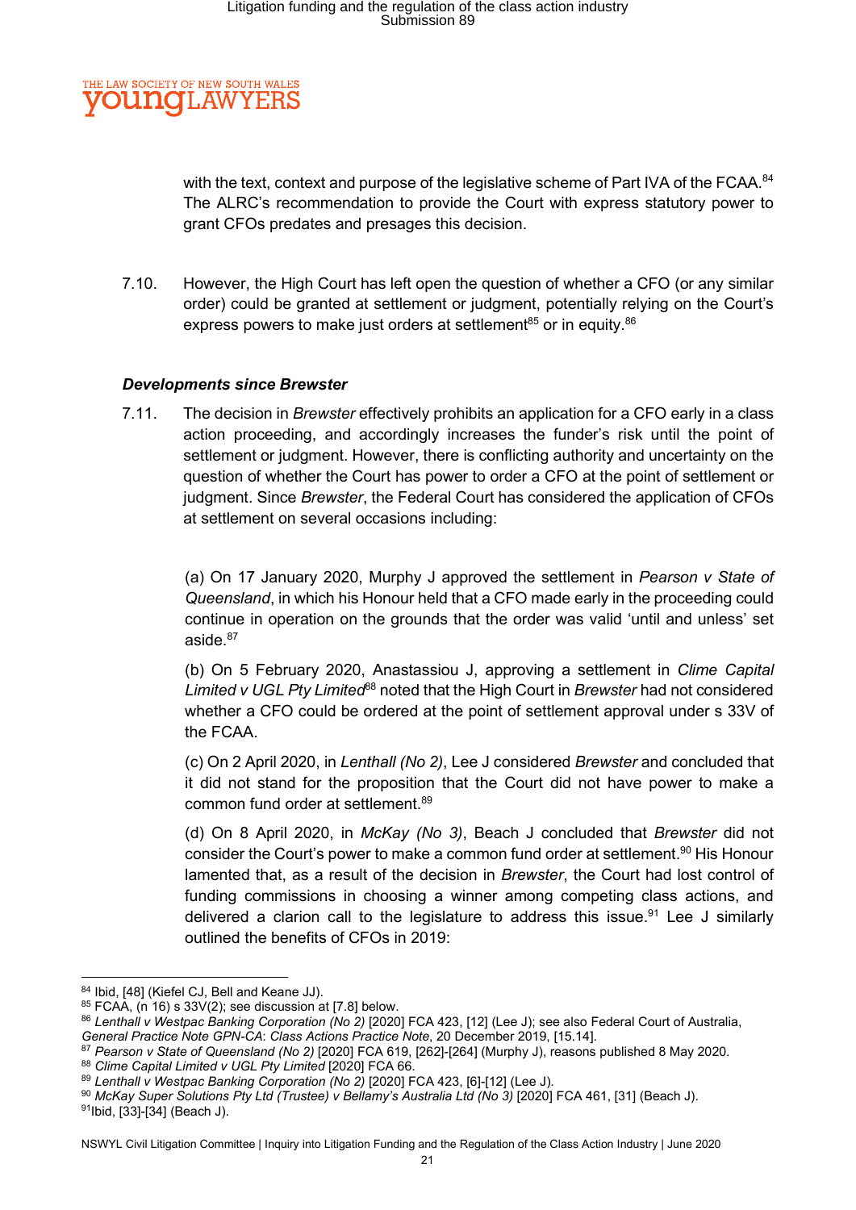with the text, context and purpose of the legislative scheme of Part IVA of the FCAA.[84] The ALRC's recommendation to provide the Court with express statutory power to grant CFOs predates and presages this decision.

7.10. However, the High Court has left open the question of whether a CFO (or any similar order) could be granted at settlement or judgment, potentially relying on the Court's express powers to make just orders at settlement[85] or in equity.[86]

***Developments since Brewster***

7.11. The decision in *Brewster* effectively prohibits an application for a CFO early in a class action proceeding, and accordingly increases the funder's risk until the point of settlement or judgment. However, there is conflicting authority and uncertainty on the question of whether the Court has power to order a CFO at the point of settlement or judgment. Since *Brewster*, the Federal Court has considered the application of CFOs at settlement on several occasions including:

(a) On 17 January 2020, Murphy J approved the settlement in *Pearson v State of Queensland*, in which his Honour held that a CFO made early in the proceeding could continue in operation on the grounds that the order was valid 'until and unless' set aside.[87]

(b) On 5 February 2020, Anastassiou J, approving a settlement in *Clime Capital Limited v UGL Pty Limited*[88] noted that the High Court in *Brewster* had not considered whether a CFO could be ordered at the point of settlement approval under s 33V of the FCAA.

(c) On 2 April 2020, in *Lenthall (No 2)*, Lee J considered *Brewster* and concluded that it did not stand for the proposition that the Court did not have power to make a common fund order at settlement.[89]

(d) On 8 April 2020, in *McKay (No 3)*, Beach J concluded that *Brewster* did not consider the Court's power to make a common fund order at settlement.[90] His Honour lamented that, as a result of the decision in *Brewster*, the Court had lost control of funding commissions in choosing a winner among competing class actions, and delivered a clarion call to the legislature to address this issue.[91] Lee J similarly outlined the benefits of CFOs in 2019:

---

[84] Ibid, [48] (Kiefel CJ, Bell and Keane JJ).
[85] FCAA, (n 16) s 33V(2); see discussion at [7.8] below.
[86] *Lenthall v Westpac Banking Corporation (No 2)* [2020] FCA 423, [12] (Lee J); see also Federal Court of Australia, *General Practice Note GPN-CA*: *Class Actions Practice Note*, 20 December 2019, [15.14].
[87] *Pearson v State of Queensland (No 2)* [2020] FCA 619, [262]-[264] (Murphy J), reasons published 8 May 2020.
[88] *Clime Capital Limited v UGL Pty Limited* [2020] FCA 66.
[89] *Lenthall v Westpac Banking Corporation (No 2)* [2020] FCA 423, [6]-[12] (Lee J).
[90] *McKay Super Solutions Pty Ltd (Trustee) v Bellamy's Australia Ltd (No 3)* [2020] FCA 461, [31] (Beach J).
[91] Ibid, [33]-[34] (Beach J).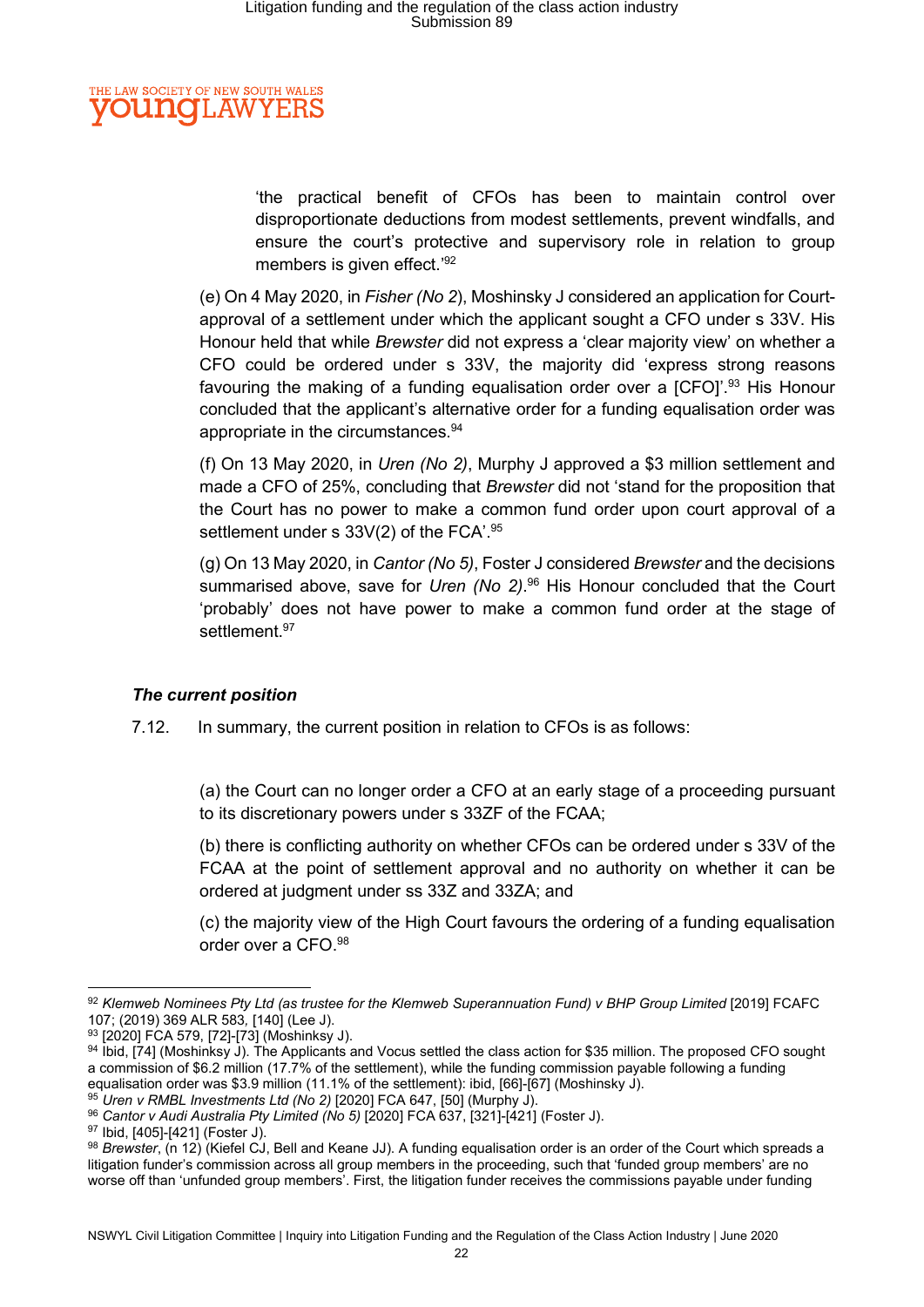'the practical benefit of CFOs has been to maintain control over disproportionate deductions from modest settlements, prevent windfalls, and ensure the court's protective and supervisory role in relation to group members is given effect.'[92]

(e) On 4 May 2020, in *Fisher (No 2)*, Moshinsky J considered an application for Court-approval of a settlement under which the applicant sought a CFO under s 33V. His Honour held that while *Brewster* did not express a 'clear majority view' on whether a CFO could be ordered under s 33V, the majority did 'express strong reasons favouring the making of a funding equalisation order over a [CFO]'.[93] His Honour concluded that the applicant's alternative order for a funding equalisation order was appropriate in the circumstances.[94]

(f) On 13 May 2020, in *Uren (No 2)*, Murphy J approved a $3 million settlement and made a CFO of 25%, concluding that *Brewster* did not 'stand for the proposition that the Court has no power to make a common fund order upon court approval of a settlement under s 33V(2) of the FCA'.[95]

(g) On 13 May 2020, in *Cantor (No 5)*, Foster J considered *Brewster* and the decisions summarised above, save for *Uren (No 2)*.[96] His Honour concluded that the Court 'probably' does not have power to make a common fund order at the stage of settlement.[97]

***The current position***

7.12. In summary, the current position in relation to CFOs is as follows:

(a) the Court can no longer order a CFO at an early stage of a proceeding pursuant to its discretionary powers under s 33ZF of the FCAA;

(b) there is conflicting authority on whether CFOs can be ordered under s 33V of the FCAA at the point of settlement approval and no authority on whether it can be ordered at judgment under ss 33Z and 33ZA; and

(c) the majority view of the High Court favours the ordering of a funding equalisation order over a CFO.[98]

---

[92] *Klemweb Nominees Pty Ltd (as trustee for the Klemweb Superannuation Fund) v BHP Group Limited* [2019] FCAFC 107; (2019) 369 ALR 583, [140] (Lee J).

[93] [2020] FCA 579, [72]-[73] (Moshinksy J).

[94] Ibid, [74] (Moshinksy J). The Applicants and Vocus settled the class action for $35 million. The proposed CFO sought a commission of $6.2 million (17.7% of the settlement), while the funding commission payable following a funding equalisation order was $3.9 million (11.1% of the settlement): ibid, [66]-[67] (Moshinksy J).

[95] *Uren v RMBL Investments Ltd (No 2)* [2020] FCA 647, [50] (Murphy J).

[96] *Cantor v Audi Australia Pty Limited (No 5)* [2020] FCA 637, [321]-[421] (Foster J).

[97] Ibid, [405]-[421] (Foster J).

[98] *Brewster*, (n 12) (Kiefel CJ, Bell and Keane JJ). A funding equalisation order is an order of the Court which spreads a litigation funder's commission across all group members in the proceeding, such that 'funded group members' are no worse off than 'unfunded group members'. First, the litigation funder receives the commissions payable under funding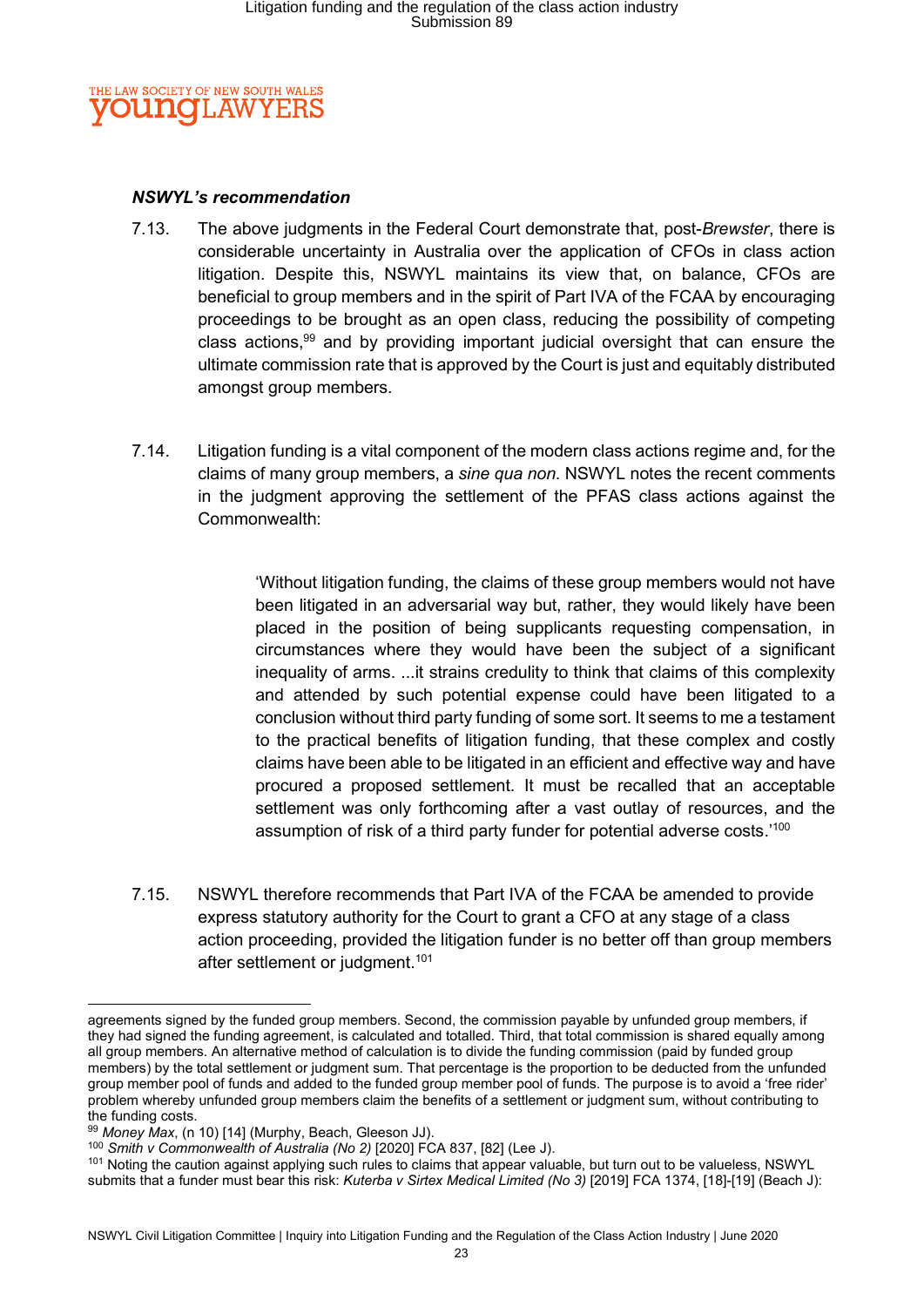***NSWYL's recommendation***

7.13. The above judgments in the Federal Court demonstrate that, post-*Brewster*, there is considerable uncertainty in Australia over the application of CFOs in class action litigation. Despite this, NSWYL maintains its view that, on balance, CFOs are beneficial to group members and in the spirit of Part IVA of the FCAA by encouraging proceedings to be brought as an open class, reducing the possibility of competing class actions,[99] and by providing important judicial oversight that can ensure the ultimate commission rate that is approved by the Court is just and equitably distributed amongst group members.

7.14. Litigation funding is a vital component of the modern class actions regime and, for the claims of many group members, a *sine qua non*. NSWYL notes the recent comments in the judgment approving the settlement of the PFAS class actions against the Commonwealth:

> 'Without litigation funding, the claims of these group members would not have been litigated in an adversarial way but, rather, they would likely have been placed in the position of being supplicants requesting compensation, in circumstances where they would have been the subject of a significant inequality of arms. ...it strains credulity to think that claims of this complexity and attended by such potential expense could have been litigated to a conclusion without third party funding of some sort. It seems to me a testament to the practical benefits of litigation funding, that these complex and costly claims have been able to be litigated in an efficient and effective way and have procured a proposed settlement. It must be recalled that an acceptable settlement was only forthcoming after a vast outlay of resources, and the assumption of risk of a third party funder for potential adverse costs.'[100]

7.15. NSWYL therefore recommends that Part IVA of the FCAA be amended to provide express statutory authority for the Court to grant a CFO at any stage of a class action proceeding, provided the litigation funder is no better off than group members after settlement or judgment.[101]

---

agreements signed by the funded group members. Second, the commission payable by unfunded group members, if they had signed the funding agreement, is calculated and totalled. Third, that total commission is shared equally among all group members. An alternative method of calculation is to divide the funding commission (paid by funded group members) by the total settlement or judgment sum. That percentage is the proportion to be deducted from the unfunded group member pool of funds and added to the funded group member pool of funds. The purpose is to avoid a 'free rider' problem whereby unfunded group members claim the benefits of a settlement or judgment sum, without contributing to the funding costs.

[99] *Money Max*, (n 10) [14] (Murphy, Beach, Gleeson JJ).

[100] *Smith v Commonwealth of Australia (No 2)* [2020] FCA 837, [82] (Lee J).

[101] Noting the caution against applying such rules to claims that appear valuable, but turn out to be valueless, NSWYL submits that a funder must bear this risk: *Kuterba v Sirtex Medical Limited (No 3)* [2019] FCA 1374, [18]-[19] (Beach J):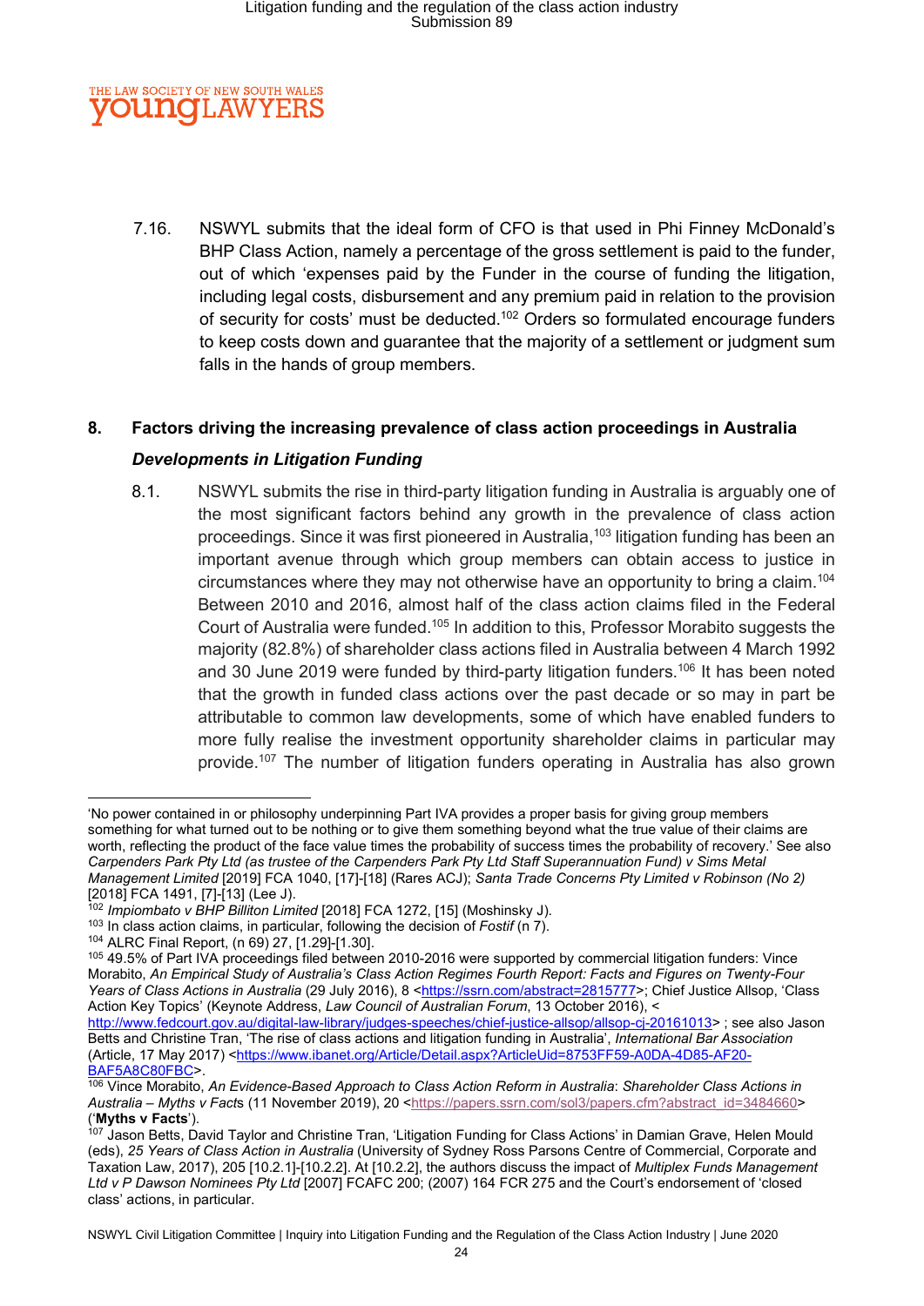7.16. NSWYL submits that the ideal form of CFO is that used in Phi Finney McDonald's BHP Class Action, namely a percentage of the gross settlement is paid to the funder, out of which 'expenses paid by the Funder in the course of funding the litigation, including legal costs, disbursement and any premium paid in relation to the provision of security for costs' must be deducted.[102] Orders so formulated encourage funders to keep costs down and guarantee that the majority of a settlement or judgment sum falls in the hands of group members.

## 8. Factors driving the increasing prevalence of class action proceedings in Australia

### *Developments in Litigation Funding*

8.1. NSWYL submits the rise in third-party litigation funding in Australia is arguably one of the most significant factors behind any growth in the prevalence of class action proceedings. Since it was first pioneered in Australia,[103] litigation funding has been an important avenue through which group members can obtain access to justice in circumstances where they may not otherwise have an opportunity to bring a claim.[104] Between 2010 and 2016, almost half of the class action claims filed in the Federal Court of Australia were funded.[105] In addition to this, Professor Morabito suggests the majority (82.8%) of shareholder class actions filed in Australia between 4 March 1992 and 30 June 2019 were funded by third-party litigation funders.[106] It has been noted that the growth in funded class actions over the past decade or so may in part be attributable to common law developments, some of which have enabled funders to more fully realise the investment opportunity shareholder claims in particular may provide.[107] The number of litigation funders operating in Australia has also grown

---

'No power contained in or philosophy underpinning Part IVA provides a proper basis for giving group members something for what turned out to be nothing or to give them something beyond what the true value of their claims are worth, reflecting the product of the face value times the probability of success times the probability of recovery.' See also *Carpenders Park Pty Ltd (as trustee of the Carpenders Park Pty Ltd Staff Superannuation Fund) v Sims Metal Management Limited* [2019] FCA 1040, [17]-[18] (Rares ACJ); *Santa Trade Concerns Pty Limited v Robinson (No 2)* [2018] FCA 1491, [7]-[13] (Lee J).

[102] *Impiombato v BHP Billiton Limited* [2018] FCA 1272, [15] (Moshinsky J).

[103] In class action claims, in particular, following the decision of *Fostif* (n 7).

[104] ALRC Final Report, (n 69) 27, [1.29]-[1.30].

[105] 49.5% of Part IVA proceedings filed between 2010-2016 were supported by commercial litigation funders: Vince Morabito, *An Empirical Study of Australia's Class Action Regimes Fourth Report: Facts and Figures on Twenty-Four Years of Class Actions in Australia* (29 July 2016), 8 <https://ssrn.com/abstract=2815777>; Chief Justice Allsop, 'Class Action Key Topics' (Keynote Address, *Law Council of Australian Forum*, 13 October 2016), <http://www.fedcourt.gov.au/digital-law-library/judges-speeches/chief-justice-allsop/allsop-cj-20161013> ; see also Jason Betts and Christine Tran, 'The rise of class actions and litigation funding in Australia', *International Bar Association* (Article, 17 May 2017) <https://www.ibanet.org/Article/Detail.aspx?ArticleUid=8753FF59-A0DA-4D85-AF20-BAF5A8C80FBC>.

[106] Vince Morabito, *An Evidence-Based Approach to Class Action Reform in Australia*: *Shareholder Class Actions in Australia – Myths v Facts* (11 November 2019), 20 <https://papers.ssrn.com/sol3/papers.cfm?abstract_id=3484660> ('**Myths v Facts**').

[107] Jason Betts, David Taylor and Christine Tran, 'Litigation Funding for Class Actions' in Damian Grave, Helen Mould (eds), *25 Years of Class Action in Australia* (University of Sydney Ross Parsons Centre of Commercial, Corporate and Taxation Law, 2017), 205 [10.2.1]-[10.2.2]. At [10.2.2], the authors discuss the impact of *Multiplex Funds Management Ltd v P Dawson Nominees Pty Ltd* [2007] FCAFC 200; (2007) 164 FCR 275 and the Court's endorsement of 'closed class' actions, in particular.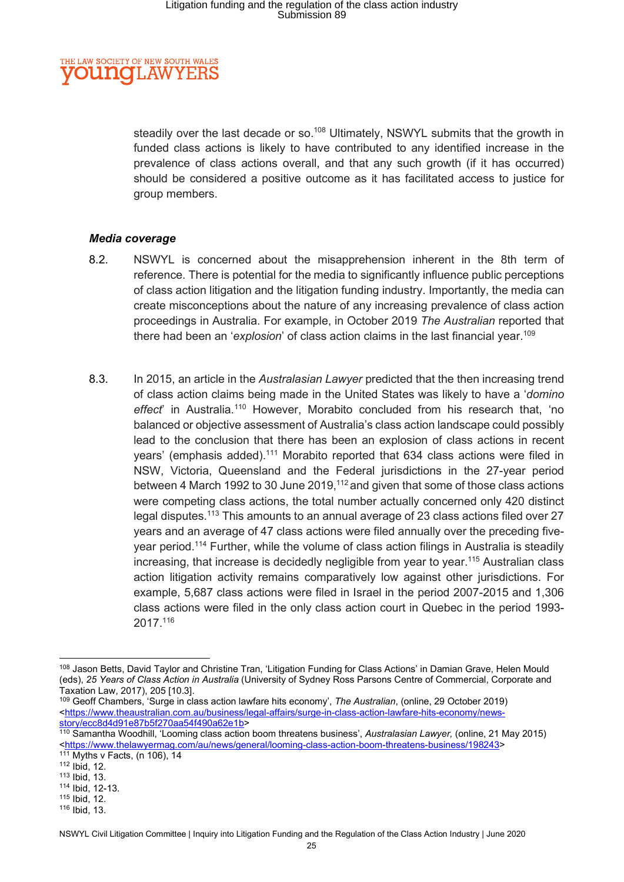steadily over the last decade or so.[108] Ultimately, NSWYL submits that the growth in funded class actions is likely to have contributed to any identified increase in the prevalence of class actions overall, and that any such growth (if it has occurred) should be considered a positive outcome as it has facilitated access to justice for group members.

### *Media coverage*

8.2. NSWYL is concerned about the misapprehension inherent in the 8th term of reference. There is potential for the media to significantly influence public perceptions of class action litigation and the litigation funding industry. Importantly, the media can create misconceptions about the nature of any increasing prevalence of class action proceedings in Australia. For example, in October 2019 *The Australian* reported that there had been an '*explosion*' of class action claims in the last financial year.[109]

8.3. In 2015, an article in the *Australasian Lawyer* predicted that the then increasing trend of class action claims being made in the United States was likely to have a '*domino effect*' in Australia.[110] However, Morabito concluded from his research that, 'no balanced or objective assessment of Australia's class action landscape could possibly lead to the conclusion that there has been an explosion of class actions in recent years' (emphasis added).[111] Morabito reported that 634 class actions were filed in NSW, Victoria, Queensland and the Federal jurisdictions in the 27-year period between 4 March 1992 to 30 June 2019,[112] and given that some of those class actions were competing class actions, the total number actually concerned only 420 distinct legal disputes.[113] This amounts to an annual average of 23 class actions filed over 27 years and an average of 47 class actions were filed annually over the preceding five-year period.[114] Further, while the volume of class action filings in Australia is steadily increasing, that increase is decidedly negligible from year to year.[115] Australian class action litigation activity remains comparatively low against other jurisdictions. For example, 5,687 class actions were filed in Israel in the period 2007-2015 and 1,306 class actions were filed in the only class action court in Quebec in the period 1993-2017.[116]

---

[108] Jason Betts, David Taylor and Christine Tran, 'Litigation Funding for Class Actions' in Damian Grave, Helen Mould (eds), *25 Years of Class Action in Australia* (University of Sydney Ross Parsons Centre of Commercial, Corporate and Taxation Law, 2017), 205 [10.3].

[109] Geoff Chambers, 'Surge in class action lawfare hits economy', *The Australian*, (online, 29 October 2019) <https://www.theaustralian.com.au/business/legal-affairs/surge-in-class-action-lawfare-hits-economy/news-story/ecc8d4d91e87b5f270aa54f490a62e1b>

[110] Samantha Woodhill, 'Looming class action boom threatens business', *Australasian Lawyer,* (online, 21 May 2015) <https://www.thelawyermag.com/au/news/general/looming-class-action-boom-threatens-business/198243>

[111] Myths v Facts, (n 106), 14

[112] Ibid, 12.

[113] Ibid, 13.

[114] Ibid, 12-13.

[115] Ibid, 12.

[116] Ibid, 13.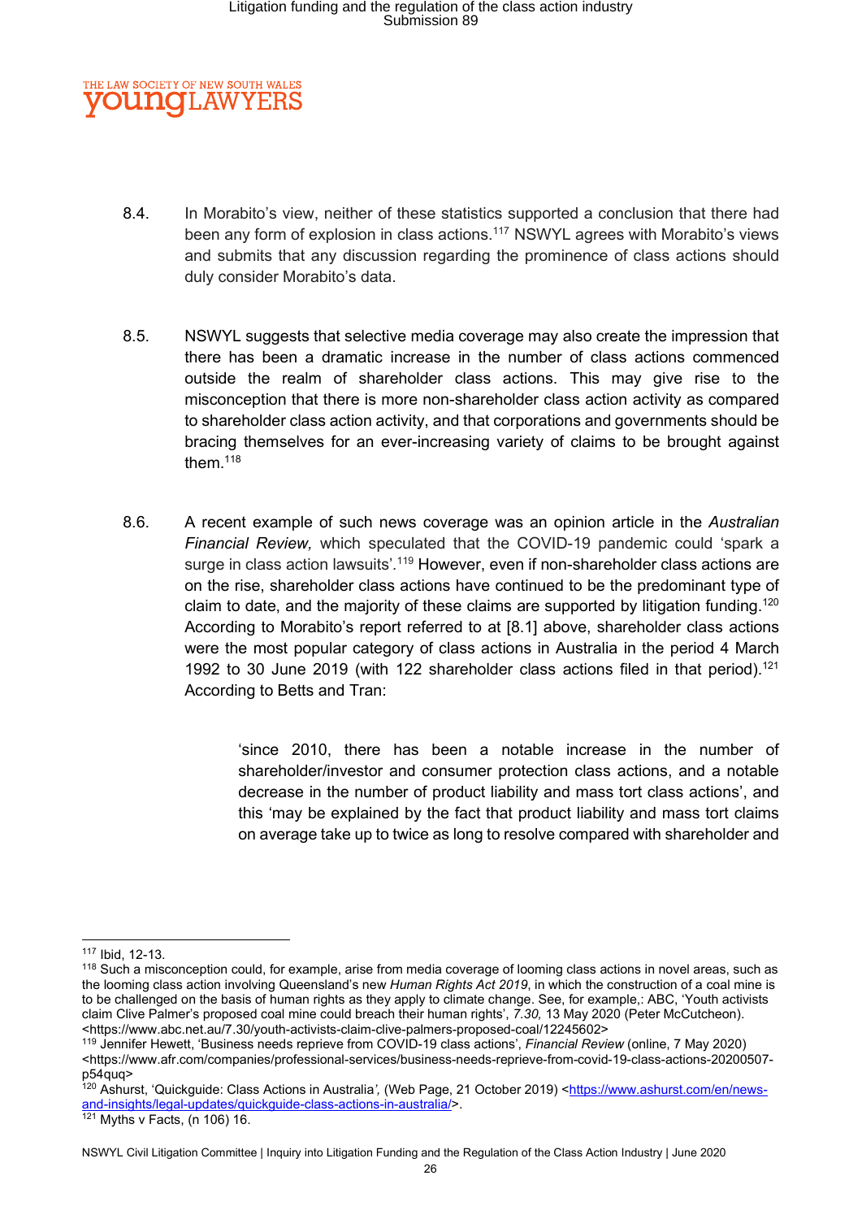8.4. In Morabito's view, neither of these statistics supported a conclusion that there had been any form of explosion in class actions.[117] NSWYL agrees with Morabito's views and submits that any discussion regarding the prominence of class actions should duly consider Morabito's data.

8.5. NSWYL suggests that selective media coverage may also create the impression that there has been a dramatic increase in the number of class actions commenced outside the realm of shareholder class actions. This may give rise to the misconception that there is more non-shareholder class action activity as compared to shareholder class action activity, and that corporations and governments should be bracing themselves for an ever-increasing variety of claims to be brought against them.[118]

8.6. A recent example of such news coverage was an opinion article in the *Australian Financial Review,* which speculated that the COVID-19 pandemic could 'spark a surge in class action lawsuits'.[119] However, even if non-shareholder class actions are on the rise, shareholder class actions have continued to be the predominant type of claim to date, and the majority of these claims are supported by litigation funding.[120] According to Morabito's report referred to at [8.1] above, shareholder class actions were the most popular category of class actions in Australia in the period 4 March 1992 to 30 June 2019 (with 122 shareholder class actions filed in that period).[121] According to Betts and Tran:

> 'since 2010, there has been a notable increase in the number of shareholder/investor and consumer protection class actions, and a notable decrease in the number of product liability and mass tort class actions', and this 'may be explained by the fact that product liability and mass tort claims on average take up to twice as long to resolve compared with shareholder and

---

[117] Ibid, 12-13.

[118] Such a misconception could, for example, arise from media coverage of looming class actions in novel areas, such as the looming class action involving Queensland's new *Human Rights Act 2019*, in which the construction of a coal mine is to be challenged on the basis of human rights as they apply to climate change. See, for example,: ABC, 'Youth activists claim Clive Palmer's proposed coal mine could breach their human rights', *7.30,* 13 May 2020 (Peter McCutcheon). <https://www.abc.net.au/7.30/youth-activists-claim-clive-palmers-proposed-coal/12245602>

[119] Jennifer Hewett, 'Business needs reprieve from COVID-19 class actions', *Financial Review* (online, 7 May 2020) <https://www.afr.com/companies/professional-services/business-needs-reprieve-from-covid-19-class-actions-20200507-p54quq>

[120] Ashurst, 'Quickguide: Class Actions in Australia*',* (Web Page, 21 October 2019) <https://www.ashurst.com/en/news-and-insights/legal-updates/quickguide-class-actions-in-australia/>.

[121] Myths v Facts, (n 106) 16.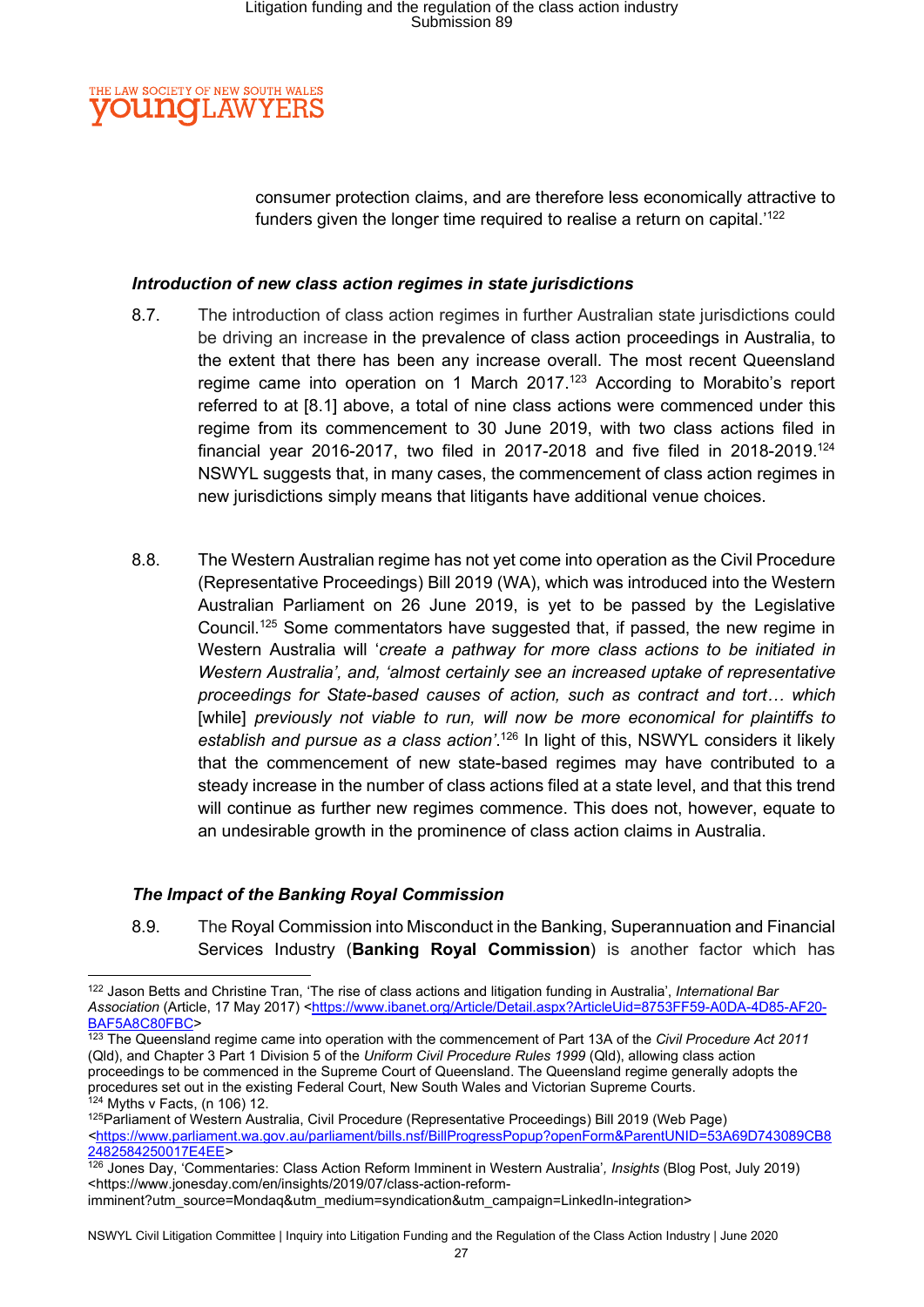consumer protection claims, and are therefore less economically attractive to funders given the longer time required to realise a return on capital.'[122]

***Introduction of new class action regimes in state jurisdictions***

8.7. The introduction of class action regimes in further Australian state jurisdictions could be driving an increase in the prevalence of class action proceedings in Australia, to the extent that there has been any increase overall. The most recent Queensland regime came into operation on 1 March 2017.[123] According to Morabito's report referred to at [8.1] above, a total of nine class actions were commenced under this regime from its commencement to 30 June 2019, with two class actions filed in financial year 2016-2017, two filed in 2017-2018 and five filed in 2018-2019.[124] NSWYL suggests that, in many cases, the commencement of class action regimes in new jurisdictions simply means that litigants have additional venue choices.

8.8. The Western Australian regime has not yet come into operation as the Civil Procedure (Representative Proceedings) Bill 2019 (WA), which was introduced into the Western Australian Parliament on 26 June 2019, is yet to be passed by the Legislative Council.[125] Some commentators have suggested that, if passed, the new regime in Western Australia will '*create a pathway for more class actions to be initiated in Western Australia'*, and, *'almost certainly see an increased uptake of representative proceedings for State-based causes of action, such as contract and tort… which* [while] *previously not viable to run, will now be more economical for plaintiffs to establish and pursue as a class action'*.[126] In light of this, NSWYL considers it likely that the commencement of new state-based regimes may have contributed to a steady increase in the number of class actions filed at a state level, and that this trend will continue as further new regimes commence. This does not, however, equate to an undesirable growth in the prominence of class action claims in Australia.

***The Impact of the Banking Royal Commission***

8.9. The Royal Commission into Misconduct in the Banking, Superannuation and Financial Services Industry (**Banking Royal Commission**) is another factor which has

---

[122] Jason Betts and Christine Tran, 'The rise of class actions and litigation funding in Australia', *International Bar Association* (Article, 17 May 2017) <https://www.ibanet.org/Article/Detail.aspx?ArticleUid=8753FF59-A0DA-4D85-AF20-BAF5A8C80FBC>

[123] The Queensland regime came into operation with the commencement of Part 13A of the *Civil Procedure Act 2011* (Qld), and Chapter 3 Part 1 Division 5 of the *Uniform Civil Procedure Rules 1999* (Qld), allowing class action proceedings to be commenced in the Supreme Court of Queensland. The Queensland regime generally adopts the procedures set out in the existing Federal Court, New South Wales and Victorian Supreme Courts.

[124] Myths v Facts, (n 106) 12.

[125] Parliament of Western Australia, Civil Procedure (Representative Proceedings) Bill 2019 (Web Page) <https://www.parliament.wa.gov.au/parliament/bills.nsf/BillProgressPopup?openForm&ParentUNID=53A69D743089CB82482584250017E4EE>

[126] Jones Day, 'Commentaries: Class Action Reform Imminent in Western Australia', *Insights* (Blog Post, July 2019) <https://www.jonesday.com/en/insights/2019/07/class-action-reform-imminent?utm_source=Mondaq&utm_medium=syndication&utm_campaign=LinkedIn-integration>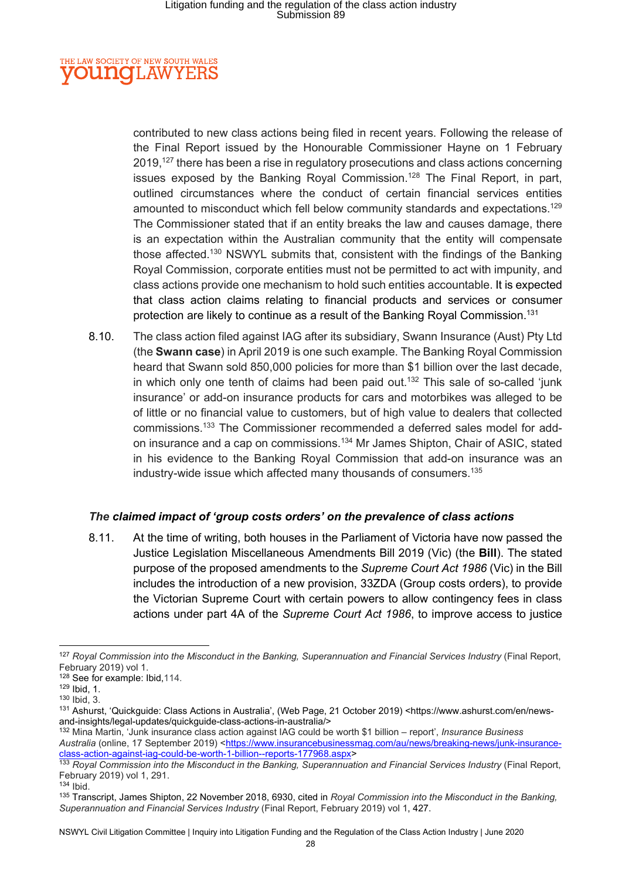contributed to new class actions being filed in recent years. Following the release of the Final Report issued by the Honourable Commissioner Hayne on 1 February 2019,[127] there has been a rise in regulatory prosecutions and class actions concerning issues exposed by the Banking Royal Commission.[128] The Final Report, in part, outlined circumstances where the conduct of certain financial services entities amounted to misconduct which fell below community standards and expectations.[129] The Commissioner stated that if an entity breaks the law and causes damage, there is an expectation within the Australian community that the entity will compensate those affected.[130] NSWYL submits that, consistent with the findings of the Banking Royal Commission, corporate entities must not be permitted to act with impunity, and class actions provide one mechanism to hold such entities accountable. It is expected that class action claims relating to financial products and services or consumer protection are likely to continue as a result of the Banking Royal Commission.[131]

8.10. The class action filed against IAG after its subsidiary, Swann Insurance (Aust) Pty Ltd (the **Swann case**) in April 2019 is one such example. The Banking Royal Commission heard that Swann sold 850,000 policies for more than $1 billion over the last decade, in which only one tenth of claims had been paid out.[132] This sale of so-called 'junk insurance' or add-on insurance products for cars and motorbikes was alleged to be of little or no financial value to customers, but of high value to dealers that collected commissions.[133] The Commissioner recommended a deferred sales model for add-on insurance and a cap on commissions.[134] Mr James Shipton, Chair of ASIC, stated in his evidence to the Banking Royal Commission that add-on insurance was an industry-wide issue which affected many thousands of consumers.[135]

### *The claimed impact of 'group costs orders' on the prevalence of class actions*

8.11. At the time of writing, both houses in the Parliament of Victoria have now passed the Justice Legislation Miscellaneous Amendments Bill 2019 (Vic) (the **Bill**). The stated purpose of the proposed amendments to the *Supreme Court Act 1986* (Vic) in the Bill includes the introduction of a new provision, 33ZDA (Group costs orders), to provide the Victorian Supreme Court with certain powers to allow contingency fees in class actions under part 4A of the *Supreme Court Act 1986*, to improve access to justice

---

[127] *Royal Commission into the Misconduct in the Banking, Superannuation and Financial Services Industry* (Final Report, February 2019) vol 1.

[128] See for example: Ibid,114.

[129] Ibid, 1.

[130] Ibid, 3.

[131] Ashurst, 'Quickguide: Class Actions in Australia', (Web Page, 21 October 2019) <https://www.ashurst.com/en/news-and-insights/legal-updates/quickguide-class-actions-in-australia/>

[132] Mina Martin, 'Junk insurance class action against IAG could be worth $1 billion – report', *Insurance Business Australia* (online, 17 September 2019) <https://www.insurancebusinessmag.com/au/news/breaking-news/junk-insurance-class-action-against-iag-could-be-worth-1-billion--reports-177968.aspx>

[133] *Royal Commission into the Misconduct in the Banking, Superannuation and Financial Services Industry* (Final Report, February 2019) vol 1, 291.

[134] Ibid.

[135] Transcript, James Shipton, 22 November 2018, 6930, cited in *Royal Commission into the Misconduct in the Banking, Superannuation and Financial Services Industry* (Final Report, February 2019) vol 1, 427.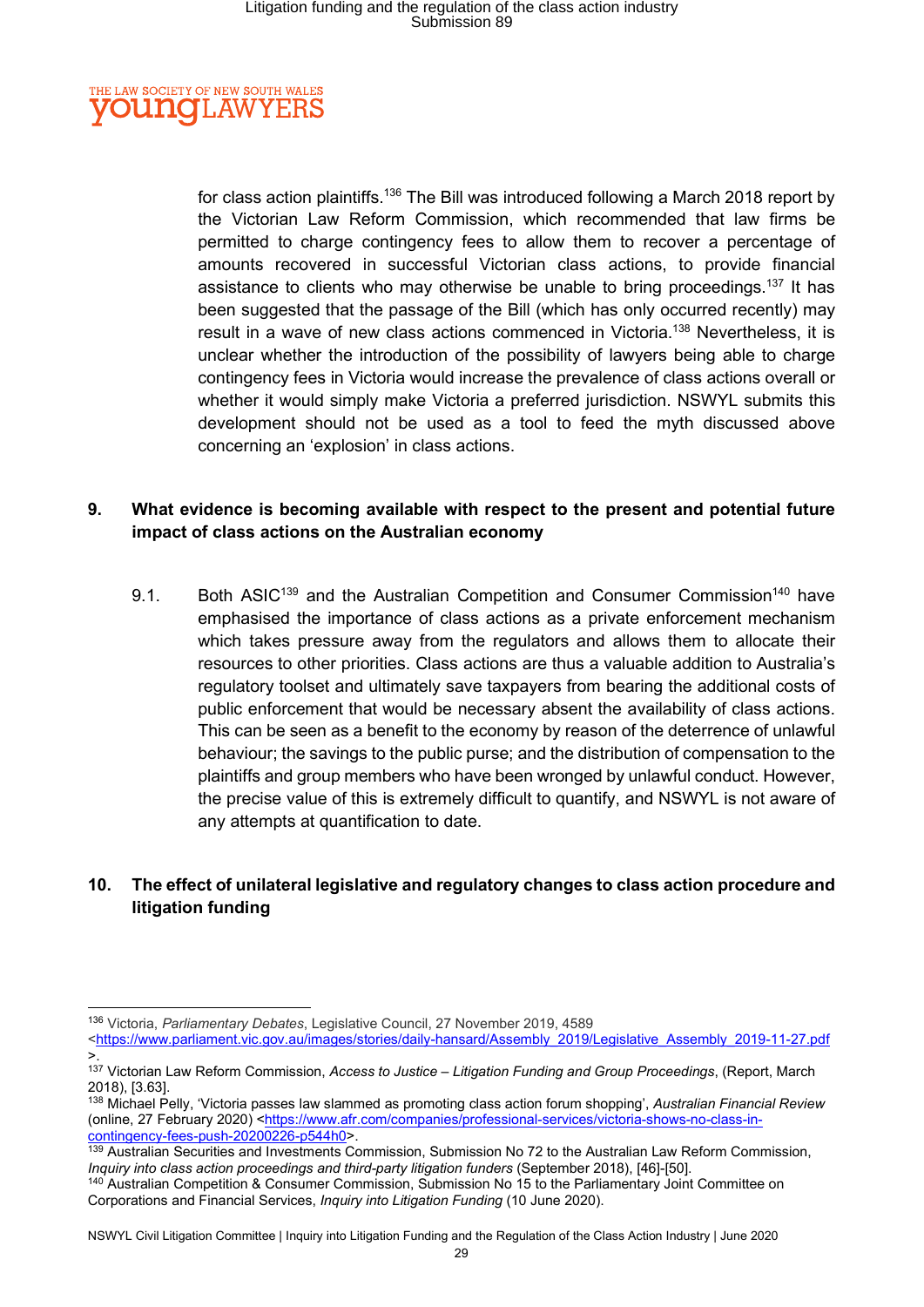for class action plaintiffs.[136] The Bill was introduced following a March 2018 report by the Victorian Law Reform Commission, which recommended that law firms be permitted to charge contingency fees to allow them to recover a percentage of amounts recovered in successful Victorian class actions, to provide financial assistance to clients who may otherwise be unable to bring proceedings.[137] It has been suggested that the passage of the Bill (which has only occurred recently) may result in a wave of new class actions commenced in Victoria.[138] Nevertheless, it is unclear whether the introduction of the possibility of lawyers being able to charge contingency fees in Victoria would increase the prevalence of class actions overall or whether it would simply make Victoria a preferred jurisdiction. NSWYL submits this development should not be used as a tool to feed the myth discussed above concerning an 'explosion' in class actions.

## 9. What evidence is becoming available with respect to the present and potential future impact of class actions on the Australian economy

9.1. Both ASIC[139] and the Australian Competition and Consumer Commission[140] have emphasised the importance of class actions as a private enforcement mechanism which takes pressure away from the regulators and allows them to allocate their resources to other priorities. Class actions are thus a valuable addition to Australia's regulatory toolset and ultimately save taxpayers from bearing the additional costs of public enforcement that would be necessary absent the availability of class actions. This can be seen as a benefit to the economy by reason of the deterrence of unlawful behaviour; the savings to the public purse; and the distribution of compensation to the plaintiffs and group members who have been wronged by unlawful conduct. However, the precise value of this is extremely difficult to quantify, and NSWYL is not aware of any attempts at quantification to date.

## 10. The effect of unilateral legislative and regulatory changes to class action procedure and litigation funding

---

[136] Victoria, *Parliamentary Debates*, Legislative Council, 27 November 2019, 4589 <https://www.parliament.vic.gov.au/images/stories/daily-hansard/Assembly_2019/Legislative_Assembly_2019-11-27.pdf>.

[137] Victorian Law Reform Commission, *Access to Justice – Litigation Funding and Group Proceedings*, (Report, March 2018), [3.63].

[138] Michael Pelly, 'Victoria passes law slammed as promoting class action forum shopping', *Australian Financial Review* (online, 27 February 2020) <https://www.afr.com/companies/professional-services/victoria-shows-no-class-in-contingency-fees-push-20200226-p544h0>.

[139] Australian Securities and Investments Commission, Submission No 72 to the Australian Law Reform Commission, *Inquiry into class action proceedings and third-party litigation funders* (September 2018), [46]-[50].

[140] Australian Competition & Consumer Commission, Submission No 15 to the Parliamentary Joint Committee on Corporations and Financial Services, *Inquiry into Litigation Funding* (10 June 2020).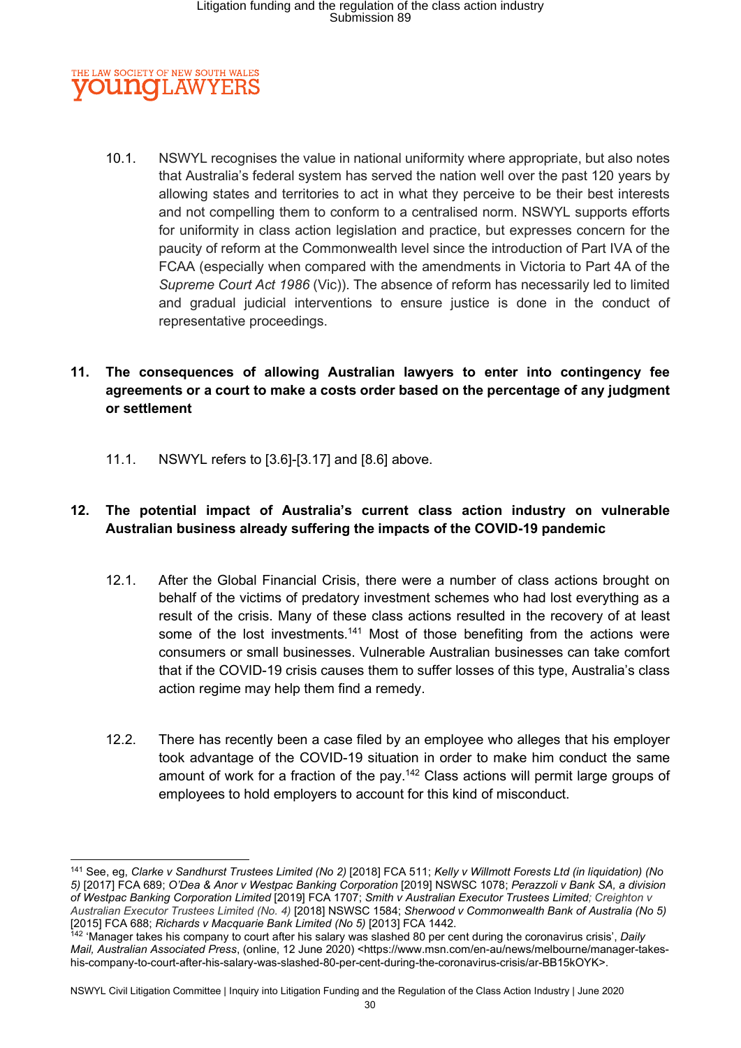10.1. NSWYL recognises the value in national uniformity where appropriate, but also notes that Australia's federal system has served the nation well over the past 120 years by allowing states and territories to act in what they perceive to be their best interests and not compelling them to conform to a centralised norm. NSWYL supports efforts for uniformity in class action legislation and practice, but expresses concern for the paucity of reform at the Commonwealth level since the introduction of Part IVA of the FCAA (especially when compared with the amendments in Victoria to Part 4A of the *Supreme Court Act 1986* (Vic)). The absence of reform has necessarily led to limited and gradual judicial interventions to ensure justice is done in the conduct of representative proceedings.

## 11. The consequences of allowing Australian lawyers to enter into contingency fee agreements or a court to make a costs order based on the percentage of any judgment or settlement

11.1. NSWYL refers to [3.6]-[3.17] and [8.6] above.

## 12. The potential impact of Australia's current class action industry on vulnerable Australian business already suffering the impacts of the COVID-19 pandemic

12.1. After the Global Financial Crisis, there were a number of class actions brought on behalf of the victims of predatory investment schemes who had lost everything as a result of the crisis. Many of these class actions resulted in the recovery of at least some of the lost investments.[141] Most of those benefiting from the actions were consumers or small businesses. Vulnerable Australian businesses can take comfort that if the COVID-19 crisis causes them to suffer losses of this type, Australia's class action regime may help them find a remedy.

12.2. There has recently been a case filed by an employee who alleges that his employer took advantage of the COVID-19 situation in order to make him conduct the same amount of work for a fraction of the pay.[142] Class actions will permit large groups of employees to hold employers to account for this kind of misconduct.

---

[141] See, eg, *Clarke v Sandhurst Trustees Limited (No 2)* [2018] FCA 511; *Kelly v Willmott Forests Ltd (in liquidation) (No 5)* [2017] FCA 689; *O'Dea & Anor v Westpac Banking Corporation* [2019] NSWSC 1078; *Perazzoli v Bank SA, a division of Westpac Banking Corporation Limited* [2019] FCA 1707; *Smith v Australian Executor Trustees Limited; Creighton v Australian Executor Trustees Limited (No. 4)* [2018] NSWSC 1584; *Sherwood v Commonwealth Bank of Australia (No 5)* [2015] FCA 688; *Richards v Macquarie Bank Limited (No 5)* [2013] FCA 1442.

[142] 'Manager takes his company to court after his salary was slashed 80 per cent during the coronavirus crisis', *Daily Mail, Australian Associated Press*, (online, 12 June 2020) <https://www.msn.com/en-au/news/melbourne/manager-takes-his-company-to-court-after-his-salary-was-slashed-80-per-cent-during-the-coronavirus-crisis/ar-BB15kOYK>.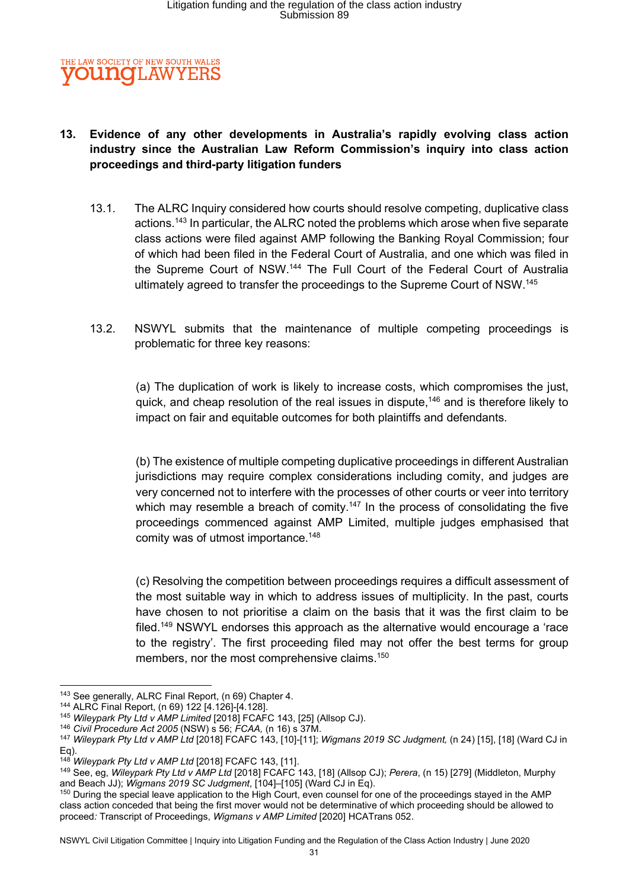## 13. Evidence of any other developments in Australia's rapidly evolving class action industry since the Australian Law Reform Commission's inquiry into class action proceedings and third-party litigation funders

13.1. The ALRC Inquiry considered how courts should resolve competing, duplicative class actions.[143] In particular, the ALRC noted the problems which arose when five separate class actions were filed against AMP following the Banking Royal Commission; four of which had been filed in the Federal Court of Australia, and one which was filed in the Supreme Court of NSW.[144] The Full Court of the Federal Court of Australia ultimately agreed to transfer the proceedings to the Supreme Court of NSW.[145]

13.2. NSWYL submits that the maintenance of multiple competing proceedings is problematic for three key reasons:

(a) The duplication of work is likely to increase costs, which compromises the just, quick, and cheap resolution of the real issues in dispute,[146] and is therefore likely to impact on fair and equitable outcomes for both plaintiffs and defendants.

(b) The existence of multiple competing duplicative proceedings in different Australian jurisdictions may require complex considerations including comity, and judges are very concerned not to interfere with the processes of other courts or veer into territory which may resemble a breach of comity.[147] In the process of consolidating the five proceedings commenced against AMP Limited, multiple judges emphasised that comity was of utmost importance.[148]

(c) Resolving the competition between proceedings requires a difficult assessment of the most suitable way in which to address issues of multiplicity. In the past, courts have chosen to not prioritise a claim on the basis that it was the first claim to be filed.[149] NSWYL endorses this approach as the alternative would encourage a 'race to the registry'. The first proceeding filed may not offer the best terms for group members, nor the most comprehensive claims.[150]

---

[143] See generally, ALRC Final Report, (n 69) Chapter 4.

[144] ALRC Final Report, (n 69) 122 [4.126]-[4.128].

[145] *Wileypark Pty Ltd v AMP Limited* [2018] FCAFC 143, [25] (Allsop CJ).

[146] *Civil Procedure Act 2005* (NSW) s 56; *FCAA,* (n 16) s 37M.

[147] *Wileypark Pty Ltd v AMP Ltd* [2018] FCAFC 143, [10]-[11]; *Wigmans 2019 SC Judgment,* (n 24) [15], [18] (Ward CJ in Eq).

[148] *Wileypark Pty Ltd v AMP Ltd* [2018] FCAFC 143, [11].

[149] See, eg, *Wileypark Pty Ltd v AMP Ltd* [2018] FCAFC 143, [18] (Allsop CJ); *Perera*, (n 15) [279] (Middleton, Murphy and Beach JJ); *Wigmans 2019 SC Judgment*, [104]–[105] (Ward CJ in Eq).

[150] During the special leave application to the High Court, even counsel for one of the proceedings stayed in the AMP class action conceded that being the first mover would not be determinative of which proceeding should be allowed to proceed*:* Transcript of Proceedings, *Wigmans v AMP Limited* [2020] HCATrans 052.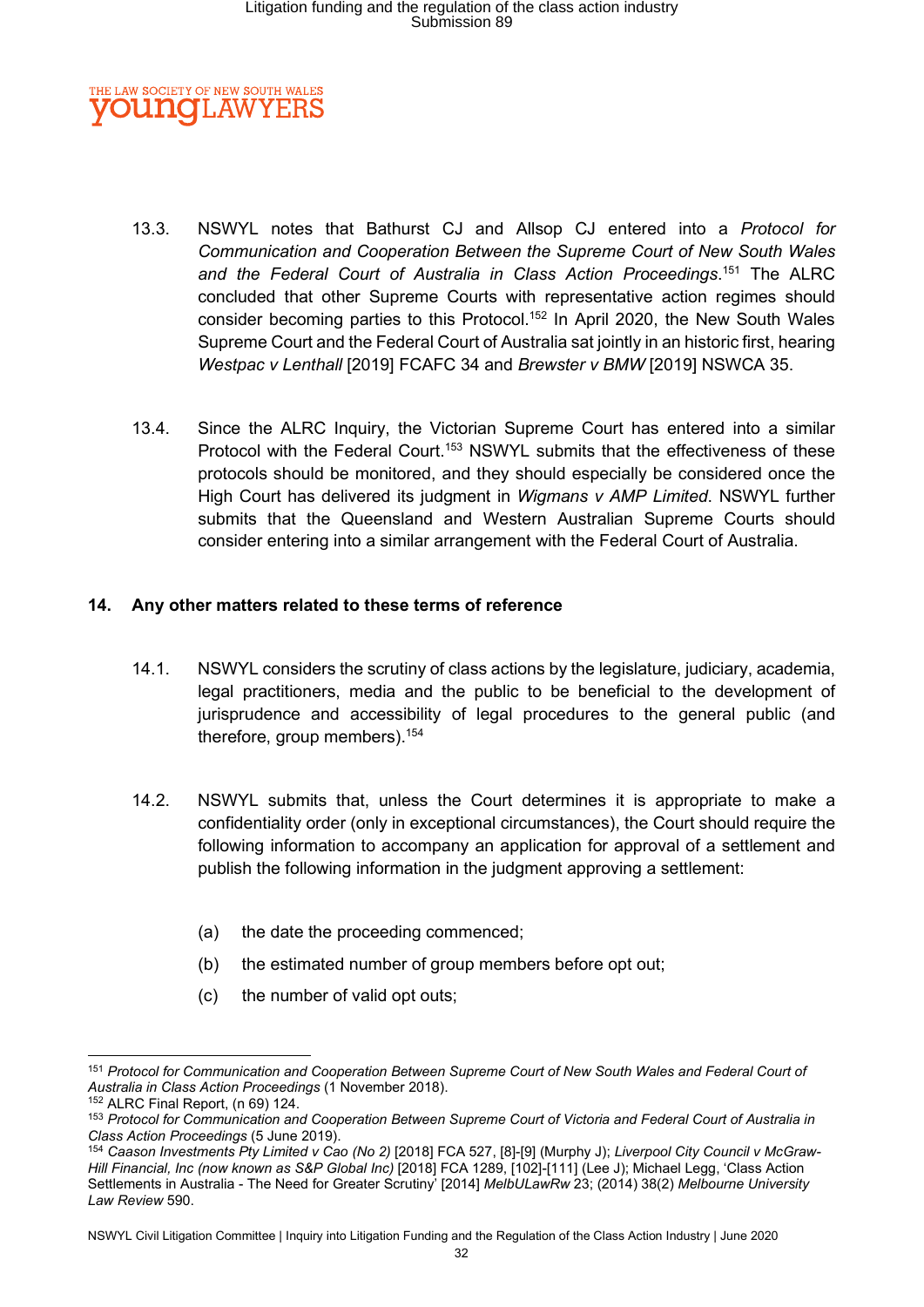13.3. NSWYL notes that Bathurst CJ and Allsop CJ entered into a *Protocol for Communication and Cooperation Between the Supreme Court of New South Wales and the Federal Court of Australia in Class Action Proceedings*.[151] The ALRC concluded that other Supreme Courts with representative action regimes should consider becoming parties to this Protocol.[152] In April 2020, the New South Wales Supreme Court and the Federal Court of Australia sat jointly in an historic first, hearing *Westpac v Lenthall* [2019] FCAFC 34 and *Brewster v BMW* [2019] NSWCA 35.

13.4. Since the ALRC Inquiry, the Victorian Supreme Court has entered into a similar Protocol with the Federal Court.[153] NSWYL submits that the effectiveness of these protocols should be monitored, and they should especially be considered once the High Court has delivered its judgment in *Wigmans v AMP Limited*. NSWYL further submits that the Queensland and Western Australian Supreme Courts should consider entering into a similar arrangement with the Federal Court of Australia.

## 14. Any other matters related to these terms of reference

14.1. NSWYL considers the scrutiny of class actions by the legislature, judiciary, academia, legal practitioners, media and the public to be beneficial to the development of jurisprudence and accessibility of legal procedures to the general public (and therefore, group members).[154]

14.2. NSWYL submits that, unless the Court determines it is appropriate to make a confidentiality order (only in exceptional circumstances), the Court should require the following information to accompany an application for approval of a settlement and publish the following information in the judgment approving a settlement:

(a) the date the proceeding commenced;

(b) the estimated number of group members before opt out;

(c) the number of valid opt outs;

---

[151] *Protocol for Communication and Cooperation Between Supreme Court of New South Wales and Federal Court of Australia in Class Action Proceedings* (1 November 2018).

[152] ALRC Final Report, (n 69) 124.

[153] *Protocol for Communication and Cooperation Between Supreme Court of Victoria and Federal Court of Australia in Class Action Proceedings* (5 June 2019).

[154] *Caason Investments Pty Limited v Cao (No 2)* [2018] FCA 527, [8]-[9] (Murphy J); *Liverpool City Council v McGraw-Hill Financial, Inc (now known as S&P Global Inc)* [2018] FCA 1289, [102]-[111] (Lee J); Michael Legg, 'Class Action Settlements in Australia - The Need for Greater Scrutiny' [2014] *MelbULawRw* 23; (2014) 38(2) *Melbourne University Law Review* 590.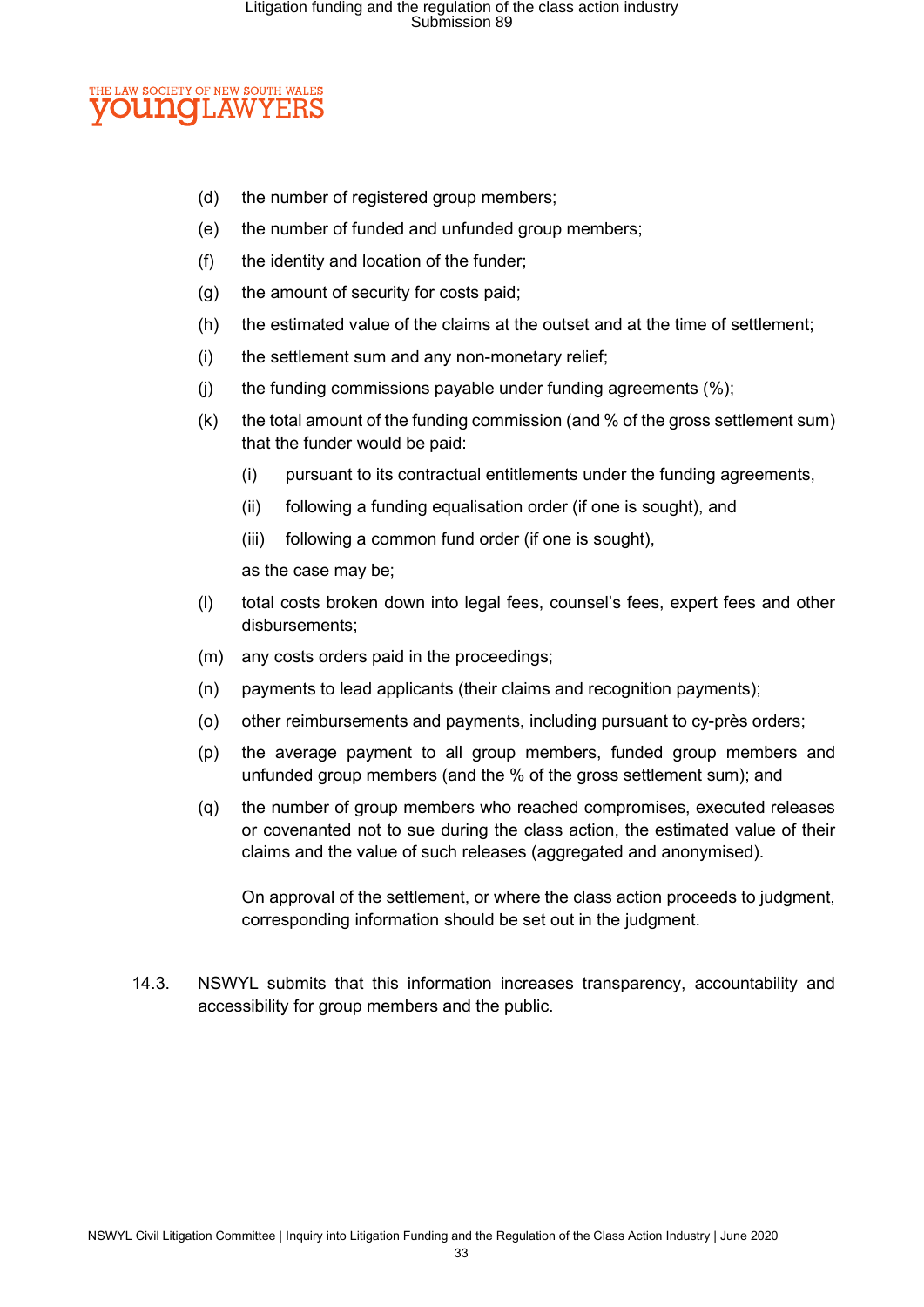(d) the number of registered group members;

(e) the number of funded and unfunded group members;

(f) the identity and location of the funder;

(g) the amount of security for costs paid;

(h) the estimated value of the claims at the outset and at the time of settlement;

(i) the settlement sum and any non-monetary relief;

(j) the funding commissions payable under funding agreements (%);

(k) the total amount of the funding commission (and % of the gross settlement sum) that the funder would be paid:

  (i) pursuant to its contractual entitlements under the funding agreements,

  (ii) following a funding equalisation order (if one is sought), and

  (iii) following a common fund order (if one is sought),

  as the case may be;

(l) total costs broken down into legal fees, counsel's fees, expert fees and other disbursements;

(m) any costs orders paid in the proceedings;

(n) payments to lead applicants (their claims and recognition payments);

(o) other reimbursements and payments, including pursuant to cy-près orders;

(p) the average payment to all group members, funded group members and unfunded group members (and the % of the gross settlement sum); and

(q) the number of group members who reached compromises, executed releases or covenanted not to sue during the class action, the estimated value of their claims and the value of such releases (aggregated and anonymised).

On approval of the settlement, or where the class action proceeds to judgment, corresponding information should be set out in the judgment.

14.3. NSWYL submits that this information increases transparency, accountability and accessibility for group members and the public.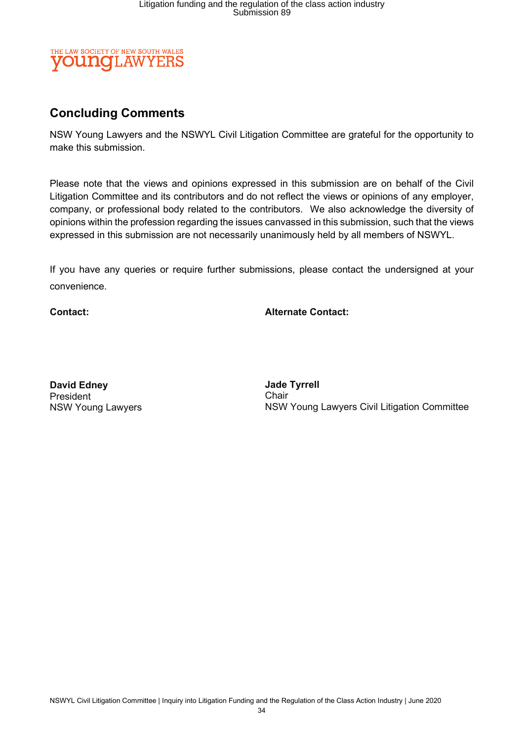THE LAW SOCIETY OF NEW SOUTH WALES
young LAWYERS

## Concluding Comments

NSW Young Lawyers and the NSWYL Civil Litigation Committee are grateful for the opportunity to make this submission.

Please note that the views and opinions expressed in this submission are on behalf of the Civil Litigation Committee and its contributors and do not reflect the views or opinions of any employer, company, or professional body related to the contributors. We also acknowledge the diversity of opinions within the profession regarding the issues canvassed in this submission, such that the views expressed in this submission are not necessarily unanimously held by all members of NSWYL.

If you have any queries or require further submissions, please contact the undersigned at your convenience.

**Contact:**

**David Edney**
President
NSW Young Lawyers

**Alternate Contact:**

**Jade Tyrrell**
Chair
NSW Young Lawyers Civil Litigation Committee